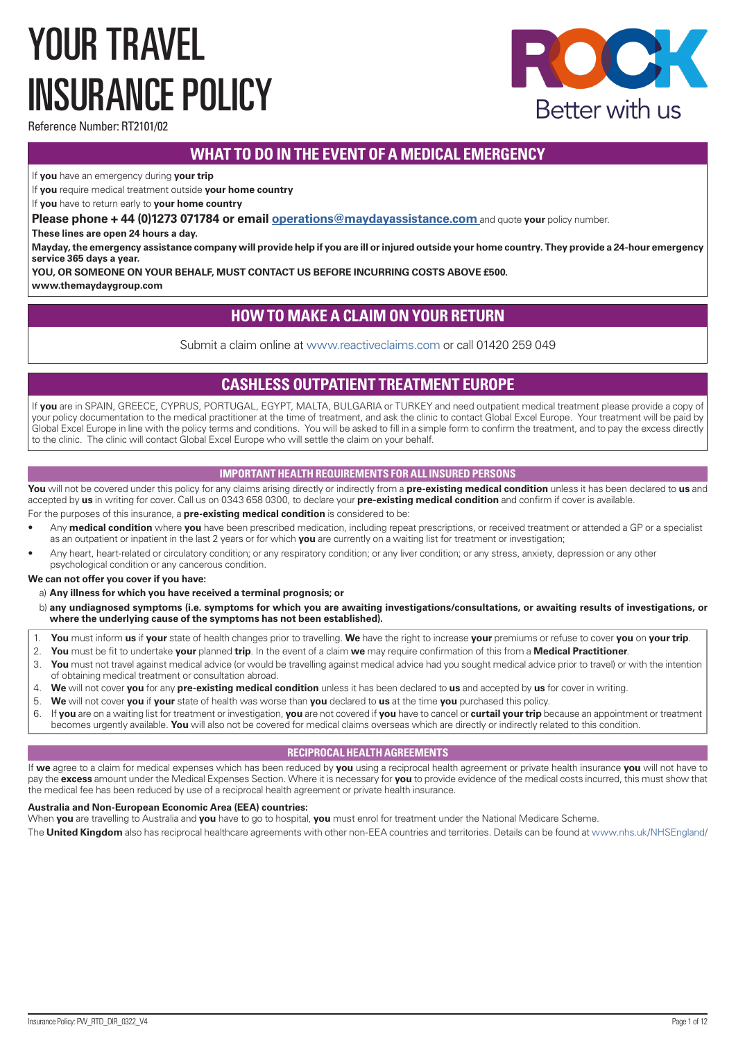# YOUR TRAVEL INSURANCE POLICY

Reference Number: RT2101/02

ROCK
Better with us

## WHAT TO DO IN THE EVENT OF A MEDICAL EMERGENCY

If **you** have an emergency during **your trip**

If **you** require medical treatment outside **your home country**

If **you** have to return early to **your home country**

**Please phone + 44 (0)1273 071784 or email operations@maydayassistance.com** and quote **your** policy number.

**These lines are open 24 hours a day.**

**Mayday, the emergency assistance company will provide help if you are ill or injured outside your home country. They provide a 24-hour emergency service 365 days a year.**

**YOU, OR SOMEONE ON YOUR BEHALF, MUST CONTACT US BEFORE INCURRING COSTS ABOVE £500.**

**www.themaydaygroup.com**

## HOW TO MAKE A CLAIM ON YOUR RETURN

Submit a claim online at www.reactiveclaims.com or call 01420 259 049

## CASHLESS OUTPATIENT TREATMENT EUROPE

If **you** are in SPAIN, GREECE, CYPRUS, PORTUGAL, EGYPT, MALTA, BULGARIA or TURKEY and need outpatient medical treatment please provide a copy of your policy documentation to the medical practitioner at the time of treatment, and ask the clinic to contact Global Excel Europe. Your treatment will be paid by Global Excel Europe in line with the policy terms and conditions. You will be asked to fill in a simple form to confirm the treatment, and to pay the excess directly to the clinic. The clinic will contact Global Excel Europe who will settle the claim on your behalf.

### IMPORTANT HEALTH REQUIREMENTS FOR ALL INSURED PERSONS

**You** will not be covered under this policy for any claims arising directly or indirectly from a **pre-existing medical condition** unless it has been declared to **us** and accepted by **us** in writing for cover. Call us on 0343 658 0300, to declare your **pre-existing medical condition** and confirm if cover is available.

For the purposes of this insurance, a **pre-existing medical condition** is considered to be:

- Any **medical condition** where **you** have been prescribed medication, including repeat prescriptions, or received treatment or attended a GP or a specialist as an outpatient or inpatient in the last 2 years or for which **you** are currently on a waiting list for treatment or investigation;
- Any heart, heart-related or circulatory condition; or any respiratory condition; or any liver condition; or any stress, anxiety, depression or any other psychological condition or any cancerous condition.

**We can not offer you cover if you have:**

a) **Any illness for which you have received a terminal prognosis; or**

b) **any undiagnosed symptoms (i.e. symptoms for which you are awaiting investigations/consultations, or awaiting results of investigations, or where the underlying cause of the symptoms has not been established).**

1. **You** must inform **us** if **your** state of health changes prior to travelling. **We** have the right to increase **your** premiums or refuse to cover **you** on **your trip**.
2. **You** must be fit to undertake **your** planned **trip**. In the event of a claim **we** may require confirmation of this from a **Medical Practitioner**.
3. **You** must not travel against medical advice (or would be travelling against medical advice had you sought medical advice prior to travel) or with the intention of obtaining medical treatment or consultation abroad.
4. **We** will not cover **you** for any **pre-existing medical condition** unless it has been declared to **us** and accepted by **us** for cover in writing.
5. **We** will not cover **you** if **your** state of health was worse than **you** declared to **us** at the time **you** purchased this policy.
6. If **you** are on a waiting list for treatment or investigation, **you** are not covered if **you** have to cancel or **curtail your trip** because an appointment or treatment becomes urgently available. **You** will also not be covered for medical claims overseas which are directly or indirectly related to this condition.

### RECIPROCAL HEALTH AGREEMENTS

If **we** agree to a claim for medical expenses which has been reduced by **you** using a reciprocal health agreement or private health insurance **you** will not have to pay the **excess** amount under the Medical Expenses Section. Where it is necessary for **you** to provide evidence of the medical costs incurred, this must show that the medical fee has been reduced by use of a reciprocal health agreement or private health insurance.

**Australia and Non-European Economic Area (EEA) countries:**

When **you** are travelling to Australia and **you** have to go to hospital, **you** must enrol for treatment under the National Medicare Scheme.

The **United Kingdom** also has reciprocal healthcare agreements with other non-EEA countries and territories. Details can be found at www.nhs.uk/NHSEngland/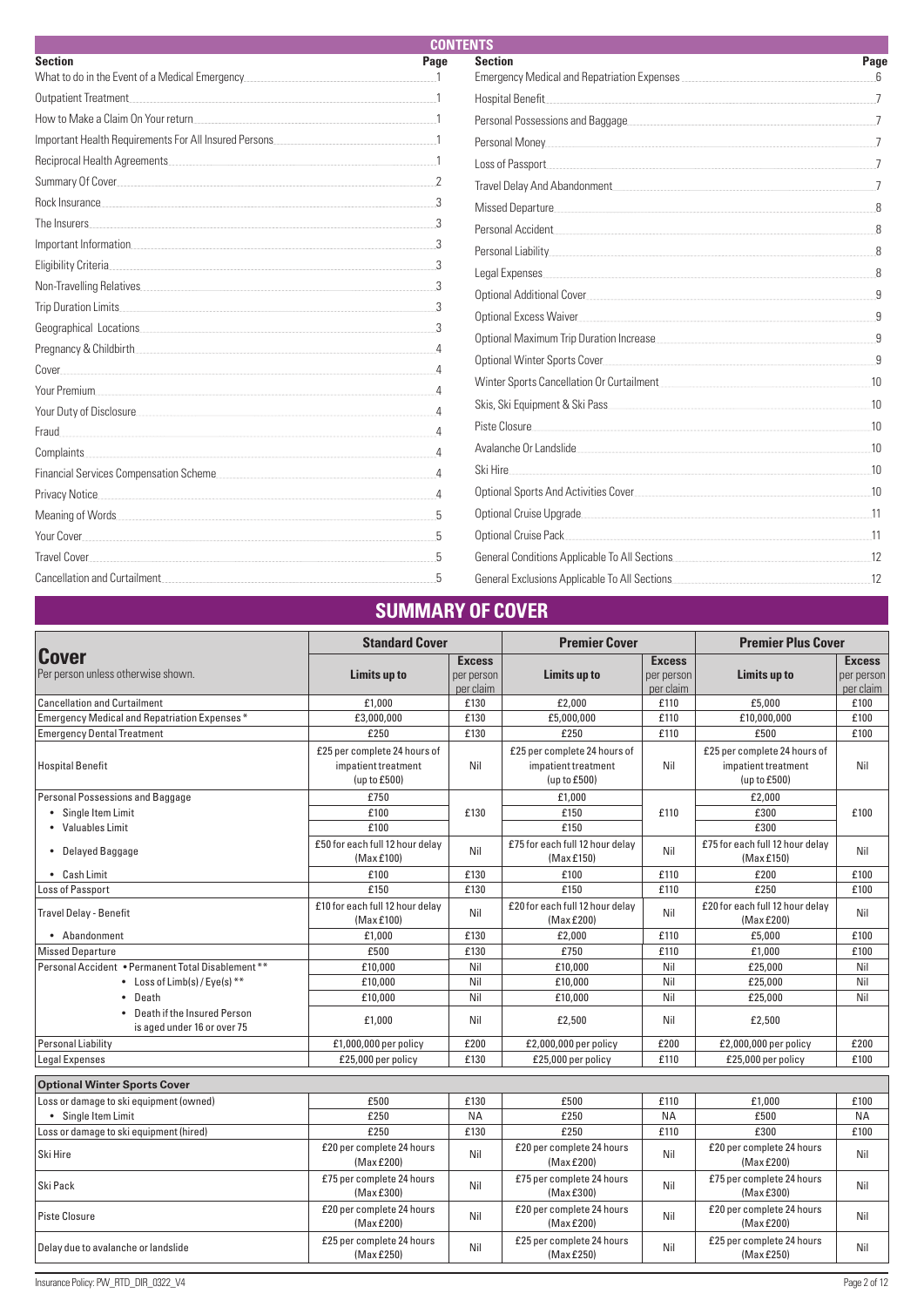## CONTENTS

| Section | Page |
|---|---|
| What to do in the Event of a Medical Emergency | 1 |
| Outpatient Treatment | 1 |
| How to Make a Claim On Your return | 1 |
| Important Health Requirements For All Insured Persons | 1 |
| Reciprocal Health Agreements | 1 |
| Summary Of Cover | 2 |
| Rock Insurance | 3 |
| The Insurers | 3 |
| Important Information | 3 |
| Eligibility Criteria | 3 |
| Non-Travelling Relatives | 3 |
| Trip Duration Limits | 3 |
| Geographical Locations | 3 |
| Pregnancy & Childbirth | 4 |
| Cover | 4 |
| Your Premium | 4 |
| Your Duty of Disclosure | 4 |
| Fraud | 4 |
| Complaints | 4 |
| Financial Services Compensation Scheme | 4 |
| Privacy Notice | 4 |
| Meaning of Words | 5 |
| Your Cover | 5 |
| Travel Cover | 5 |
| Cancellation and Curtailment | 5 |
| Emergency Medical and Repatriation Expenses | 6 |
| Hospital Benefit | 7 |
| Personal Possessions and Baggage | 7 |
| Personal Money | 7 |
| Loss of Passport | 7 |
| Travel Delay And Abandonment | 7 |
| Missed Departure | 8 |
| Personal Accident | 8 |
| Personal Liability | 8 |
| Legal Expenses | 8 |
| Optional Additional Cover | 9 |
| Optional Excess Waiver | 9 |
| Optional Maximum Trip Duration Increase | 9 |
| Optional Winter Sports Cover | 9 |
| Winter Sports Cancellation Or Curtailment | 10 |
| Skis, Ski Equipment & Ski Pass | 10 |
| Piste Closure | 10 |
| Avalanche Or Landslide | 10 |
| Ski Hire | 10 |
| Optional Sports And Activities Cover | 10 |
| Optional Cruise Upgrade | 11 |
| Optional Cruise Pack | 11 |
| General Conditions Applicable To All Sections | 12 |
| General Exclusions Applicable To All Sections | 12 |

## SUMMARY OF COVER

| **Cover** | **Standard Cover** | | **Premier Cover** | | **Premier Plus Cover** | |
|---|---|---|---|---|---|---|
| Per person unless otherwise shown. | **Limits up to** | **Excess** per person per claim | **Limits up to** | **Excess** per person per claim | **Limits up to** | **Excess** per person per claim |
| Cancellation and Curtailment | £1,000 | £130 | £2,000 | £110 | £5,000 | £100 |
| Emergency Medical and Repatriation Expenses* | £3,000,000 | £130 | £5,000,000 | £110 | £10,000,000 | £100 |
| Emergency Dental Treatment | £250 | £130 | £250 | £110 | £500 | £100 |
| Hospital Benefit | £25 per complete 24 hours of impatient treatment (up to £500) | Nil | £25 per complete 24 hours of impatient treatment (up to £500) | Nil | £25 per complete 24 hours of impatient treatment (up to £500) | Nil |
| Personal Possessions and Baggage | £750 | £130 | £1,000 | £110 | £2,000 | £100 |
| • Single Item Limit | £100 | | £150 | | £300 | |
| • Valuables Limit | £100 | | £150 | | £300 | |
| • Delayed Baggage | £50 for each full 12 hour delay (Max £100) | Nil | £75 for each full 12 hour delay (Max £150) | Nil | £75 for each full 12 hour delay (Max £150) | Nil |
| • Cash Limit | £100 | £130 | £100 | £110 | £200 | £100 |
| Loss of Passport | £150 | £130 | £150 | £110 | £250 | £100 |
| Travel Delay - Benefit | £10 for each full 12 hour delay (Max £100) | Nil | £20 for each full 12 hour delay (Max £200) | Nil | £20 for each full 12 hour delay (Max £200) | Nil |
| • Abandonment | £1,000 | £130 | £2,000 | £110 | £5,000 | £100 |
| Missed Departure | £500 | £130 | £750 | £110 | £1,000 | £100 |
| Personal Accident • Permanent Total Disablement** | £10,000 | Nil | £10,000 | Nil | £25,000 | Nil |
| • Loss of Limb(s) / Eye(s)** | £10,000 | Nil | £10,000 | Nil | £25,000 | Nil |
| • Death | £10,000 | Nil | £10,000 | Nil | £25,000 | Nil |
| • Death if the Insured Person is aged under 16 or over 75 | £1,000 | Nil | £2,500 | Nil | £2,500 | |
| Personal Liability | £1,000,000 per policy | £200 | £2,000,000 per policy | £200 | £2,000,000 per policy | £200 |
| Legal Expenses | £25,000 per policy | £130 | £25,000 per policy | £110 | £25,000 per policy | £100 |
| **Optional Winter Sports Cover** | | | | | | |
| Loss or damage to ski equipment (owned) | £500 | £130 | £500 | £110 | £1,000 | £100 |
| • Single Item Limit | £250 | NA | £250 | NA | £500 | NA |
| Loss or damage to ski equipment (hired) | £250 | £130 | £250 | £110 | £300 | £100 |
| Ski Hire | £20 per complete 24 hours (Max £200) | Nil | £20 per complete 24 hours (Max £200) | Nil | £20 per complete 24 hours (Max £200) | Nil |
| Ski Pack | £75 per complete 24 hours (Max £300) | Nil | £75 per complete 24 hours (Max £300) | Nil | £75 per complete 24 hours (Max £300) | Nil |
| Piste Closure | £20 per complete 24 hours (Max £200) | Nil | £20 per complete 24 hours (Max £200) | Nil | £20 per complete 24 hours (Max £200) | Nil |
| Delay due to avalanche or landslide | £25 per complete 24 hours (Max £250) | Nil | £25 per complete 24 hours (Max £250) | Nil | £25 per complete 24 hours (Max £250) | Nil |

Insurance Policy: PW_RTD_DIR_0322_V4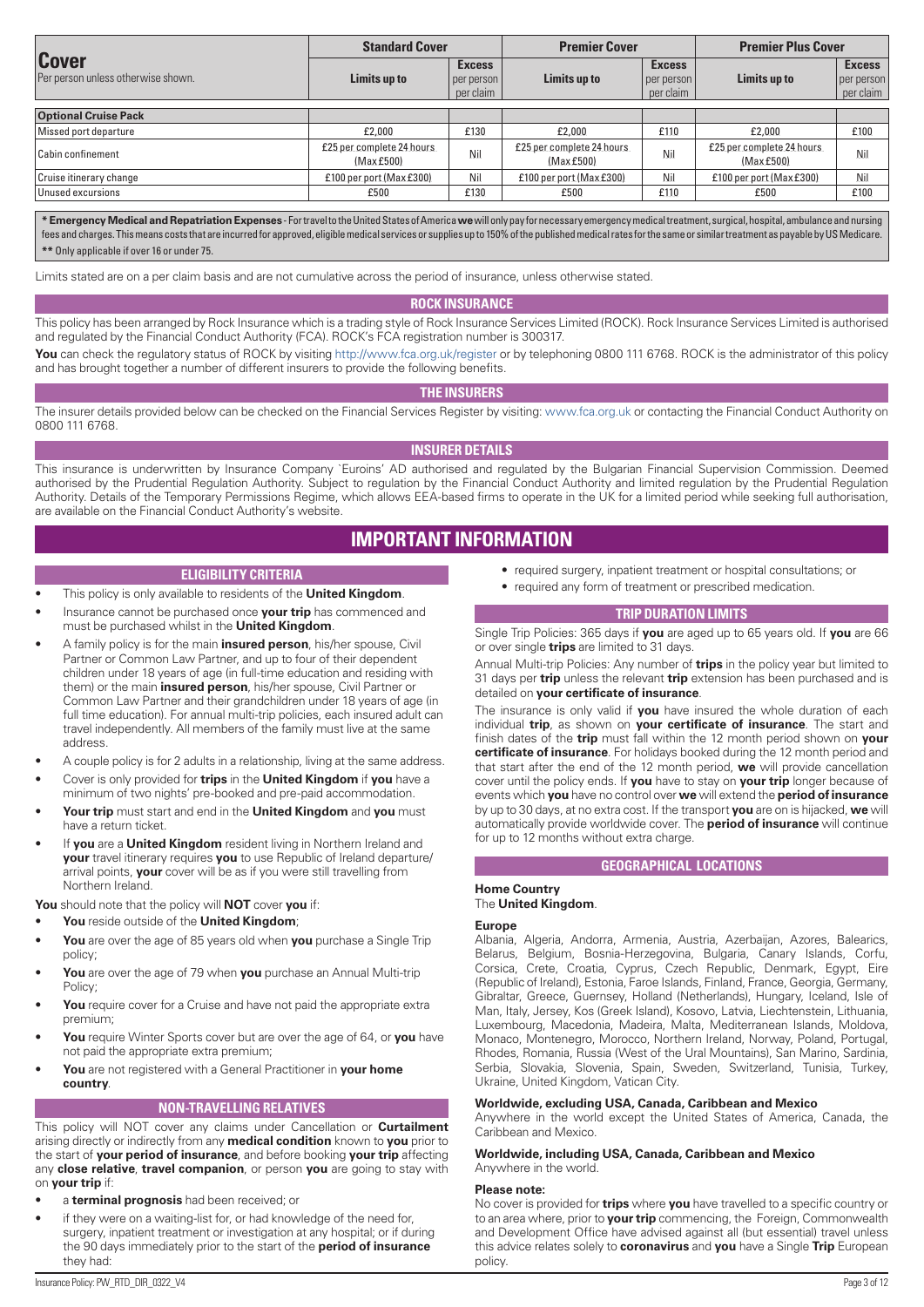| **Cover** Per person unless otherwise shown. | **Standard Cover** | | **Premier Cover** | | **Premier Plus Cover** | |
|---|---|---|---|---|---|---|
| | **Limits up to** | **Excess** per person per claim | **Limits up to** | **Excess** per person per claim | **Limits up to** | **Excess** per person per claim |
| **Optional Cruise Pack** | | | | | | |
| Missed port departure | £2,000 | £130 | £2,000 | £110 | £2,000 | £100 |
| Cabin confinement | £25 per complete 24 hours (Max £500) | Nil | £25 per complete 24 hours (Max £500) | Nil | £25 per complete 24 hours (Max £500) | Nil |
| Cruise itinerary change | £100 per port (Max £300) | Nil | £100 per port (Max £300) | Nil | £100 per port (Max £300) | Nil |
| Unused excursions | £500 | £130 | £500 | £110 | £500 | £100 |

**\* Emergency Medical and Repatriation Expenses** - For travel to the United States of America **we** will only pay for necessary emergency medical treatment, surgical, hospital, ambulance and nursing fees and charges. This means costs that are incurred for approved, eligible medical services or supplies up to 150% of the published medical rates for the same or similar treatment as payable by US Medicare.
**\*\*** Only applicable if over 16 or under 75.

Limits stated are on a per claim basis and are not cumulative across the period of insurance, unless otherwise stated.

## ROCK INSURANCE

This policy has been arranged by Rock Insurance which is a trading style of Rock Insurance Services Limited (ROCK). Rock Insurance Services Limited is authorised and regulated by the Financial Conduct Authority (FCA). ROCK's FCA registration number is 300317.

**You** can check the regulatory status of ROCK by visiting http://www.fca.org.uk/register or by telephoning 0800 111 6768. ROCK is the administrator of this policy and has brought together a number of different insurers to provide the following benefits.

## THE INSURERS

The insurer details provided below can be checked on the Financial Services Register by visiting: www.fca.org.uk or contacting the Financial Conduct Authority on 0800 111 6768.

## INSURER DETAILS

This insurance is underwritten by Insurance Company `Euroins' AD authorised and regulated by the Bulgarian Financial Supervision Commission. Deemed authorised by the Prudential Regulation Authority. Subject to regulation by the Financial Conduct Authority and limited regulation by the Prudential Regulation Authority. Details of the Temporary Permissions Regime, which allows EEA-based firms to operate in the UK for a limited period while seeking full authorisation, are available on the Financial Conduct Authority's website.

# IMPORTANT INFORMATION

## ELIGIBILITY CRITERIA

- This policy is only available to residents of the **United Kingdom**.
- Insurance cannot be purchased once **your trip** has commenced and must be purchased whilst in the **United Kingdom**.
- A family policy is for the main **insured person**, his/her spouse, Civil Partner or Common Law Partner, and up to four of their dependent children under 18 years of age (in full-time education and residing with them) or the main **insured person**, his/her spouse, Civil Partner or Common Law Partner and their grandchildren under 18 years of age (in full time education). For annual multi-trip policies, each insured adult can travel independently. All members of the family must live at the same address.
- A couple policy is for 2 adults in a relationship, living at the same address.
- Cover is only provided for **trips** in the **United Kingdom** if **you** have a minimum of two nights' pre-booked and pre-paid accommodation.
- **Your trip** must start and end in the **United Kingdom** and **you** must have a return ticket.
- If **you** are a **United Kingdom** resident living in Northern Ireland and **your** travel itinerary requires **you** to use Republic of Ireland departure/arrival points, **your** cover will be as if you were still travelling from Northern Ireland.

**You** should note that the policy will **NOT** cover **you** if:

- **You** reside outside of the **United Kingdom**;
- **You** are over the age of 85 years old when **you** purchase a Single Trip policy;
- **You** are over the age of 79 when **you** purchase an Annual Multi-trip Policy;
- **You** require cover for a Cruise and have not paid the appropriate extra premium;
- **You** require Winter Sports cover but are over the age of 64, or **you** have not paid the appropriate extra premium;
- **You** are not registered with a General Practitioner in **your home country**.

## NON-TRAVELLING RELATIVES

This policy will NOT cover any claims under Cancellation or **Curtailment** arising directly or indirectly from any **medical condition** known to **you** prior to the start of **your period of insurance**, and before booking **your trip** affecting any **close relative**, **travel companion**, or person **you** are going to stay with on **your trip** if:

- a **terminal prognosis** had been received; or
- if they were on a waiting-list for, or had knowledge of the need for, surgery, inpatient treatment or investigation at any hospital; or if during the 90 days immediately prior to the start of the **period of insurance** they had:
  - required surgery, inpatient treatment or hospital consultations; or
  - required any form of treatment or prescribed medication.

## TRIP DURATION LIMITS

Single Trip Policies: 365 days if **you** are aged up to 65 years old. If **you** are 66 or over single **trips** are limited to 31 days.

Annual Multi-trip Policies: Any number of **trips** in the policy year but limited to 31 days per **trip** unless the relevant **trip** extension has been purchased and is detailed on **your certificate of insurance**.

The insurance is only valid if **you** have insured the whole duration of each individual **trip**, as shown on **your certificate of insurance**. The start and finish dates of the **trip** must fall within the 12 month period shown on **your certificate of insurance**. For holidays booked during the 12 month period and that start after the end of the 12 month period, **we** will provide cancellation cover until the policy ends. If **you** have to stay on **your trip** longer because of events which **you** have no control over **we** will extend the **period of insurance** by up to 30 days, at no extra cost. If the transport **you** are on is hijacked, **we** will automatically provide worldwide cover. The **period of insurance** will continue for up to 12 months without extra charge.

## GEOGRAPHICAL LOCATIONS

**Home Country**
The **United Kingdom**.

**Europe**
Albania, Algeria, Andorra, Armenia, Austria, Azerbaijan, Azores, Balearics, Belarus, Belgium, Bosnia-Herzegovina, Bulgaria, Canary Islands, Corfu, Corsica, Crete, Croatia, Cyprus, Czech Republic, Denmark, Egypt, Eire (Republic of Ireland), Estonia, Faroe Islands, Finland, France, Georgia, Germany, Gibraltar, Greece, Guernsey, Holland (Netherlands), Hungary, Iceland, Isle of Man, Italy, Jersey, Kos (Greek Island), Kosovo, Latvia, Liechtenstein, Lithuania, Luxembourg, Macedonia, Madeira, Malta, Mediterranean Islands, Moldova, Monaco, Montenegro, Morocco, Northern Ireland, Norway, Poland, Portugal, Rhodes, Romania, Russia (West of the Ural Mountains), San Marino, Sardinia, Serbia, Slovakia, Slovenia, Spain, Sweden, Switzerland, Tunisia, Turkey, Ukraine, United Kingdom, Vatican City.

**Worldwide, excluding USA, Canada, Caribbean and Mexico**
Anywhere in the world except the United States of America, Canada, the Caribbean and Mexico.

**Worldwide, including USA, Canada, Caribbean and Mexico**
Anywhere in the world.

**Please note:**
No cover is provided for **trips** where **you** have travelled to a specific country or to an area where, prior to **your trip** commencing, the Foreign, Commonwealth and Development Office have advised against all (but essential) travel unless this advice relates solely to **coronavirus** and **you** have a Single **Trip** European policy.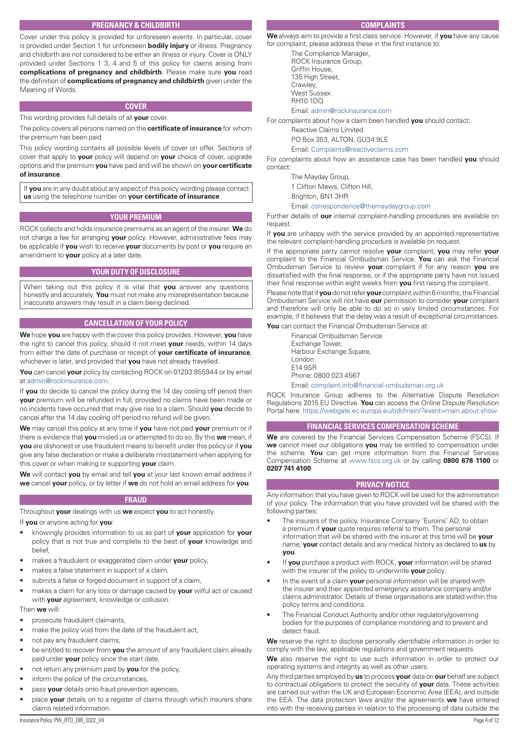## PREGNANCY & CHILDBIRTH

Cover under this policy is provided for unforeseen events. In particular, cover is provided under Section 1 for unforeseen **bodily injury** or illness. Pregnancy and childbirth are not considered to be either an illness or injury. Cover is ONLY provided under Sections 1 3, 4 and 5 of this policy for claims arising from **complications of pregnancy and childbirth**. Please make sure **you** read the definition of **complications of pregnancy and childbirth** given under the Meaning of Words.

## COVER

This wording provides full details of all **your** cover.

The policy covers all persons named on the **certificate of insurance** for whom the premium has been paid.

This policy wording contains all possible levels of cover on offer. Sections of cover that apply to **your** policy will depend on **your** choice of cover, upgrade options and the premium **you** have paid and will be shown on **your certificate of insurance**.

If **you** are in any doubt about any aspect of this policy wording please contact **us** using the telephone number on **your certificate of insurance** .

## YOUR PREMIUM

ROCK collects and holds insurance premiums as an agent of the insurer. **We** do not charge a fee for arranging **your** policy. However, administrative fees may be applicable if **you** wish to receive **your** documents by post or **you** require an amendment to **your** policy at a later date.

## YOUR DUTY OF DISCLOSURE

When taking out this policy it is vital that **you** answer any questions honestly and accurately. **You** must not make any misrepresentation because inaccurate answers may result in a claim being declined.

## CANCELLATION OF YOUR POLICY

**We** hope **you** are happy with the cover this policy provides. However, **you** have the right to cancel this policy, should it not meet **your** needs, within 14 days from either the date of purchase or receipt of **your certificate of insurance**, whichever is later, and provided that **you** have not already travelled.

**You** can cancel **your** policy by contacting ROCK on 01293 855944 or by email at admin@rockinsurance.com.

If **you** do decide to cancel the policy during the 14 day cooling off period then **your** premium will be refunded in full, provided no claims have been made or no incidents have occurred that may give rise to a claim. Should **you** decide to cancel after the 14 day cooling off period no refund will be given.

**We** may cancel this policy at any time if **you** have not paid **your** premium or if there is evidence that **you** misled us or attempted to do so. By this **we** mean, if **you** are dishonest or use fraudulent means to benefit under this policy or if **you** give any false declaration or make a deliberate misstatement when applying for this cover or when making or supporting **your** claim.

**We** will contact **you** by email and tell **you** at your last known email address if **we** cancel **your** policy, or by letter if **we** do not hold an email address for **you**.

## FRAUD

Throughout **your** dealings with **us we** expect **you** to act honestly.

If **you** or anyone acting for **you**:

- knowingly provides information to us as part of **your** application for **your** policy that is not true and complete to the best of **your** knowledge and belief,
- makes a fraudulent or exaggerated claim under **your** policy,
- makes a false statement in support of a claim,
- submits a false or forged document in support of a claim,
- makes a claim for any loss or damage caused by **your** wilful act or caused with **your** agreement, knowledge or collusion.

Then **we** will:

- prosecute fraudulent claimants,
- make the policy void from the date of the fraudulent act,
- not pay any fraudulent claims,
- be entitled to recover from **you** the amount of any fraudulent claim already paid under **your** policy since the start date,
- not return any premium paid by **you** for the policy,
- inform the police of the circumstances,
- pass **your** details onto fraud prevention agencies,
- place **your** details on to a register of claims through which insurers share claims related information.

## COMPLAINTS

**We** always aim to provide a first class service. However, if **you** have any cause for complaint, please address these in the first instance to:

The Compliance Manager,
ROCK Insurance Group,
Griffin House,
135 High Street,
Crawley,
West Sussex
RH10 1DQ
Email: admin@rockinsurance.com

For complaints about how a claim been handled **you** should contact:

Reactive Claims Limited
PO Box 353, ALTON, GU34 9LE
Email: Complaints@reactiveclaims.com

For complaints about how an assistance case has been handled **you** should contact:

The Mayday Group,
1 Clifton Mews, Clifton Hill,
Brighton, BN1 3HR
Email: correspondence@themaydaygroup.com

Further details of **our** internal complaint-handling procedures are available on request.

If **you** are unhappy with the service provided by an appointed representative the relevant complaint-handling procedure is available on request.

If the appropriate party cannot resolve **your** complaint, **you** may refer **your** complaint to the Financial Ombudsman Service. **You** can ask the Financial Ombudsman Service to review **your** complaint if for any reason **you** are dissatisfied with the final response, or if the appropriate party have not issued their final response within eight weeks from **you** first raising the complaint.

Please note that if **you** do not refer **your** complaint within 6 months, the Financial Ombudsman Service will not have **our** permission to consider **your** complaint and therefore will only be able to do so in very limited circumstances. For example, if it believes that the delay was a result of exceptional circumstances.

**You** can contact the Financial Ombudsman Service at:

Financial Ombudsman Service
Exchange Tower,
Harbour Exchange Square,
London
E14 9SR
Phone: 0800 023 4567
Email: complaint.info@financial-ombudsman.org.uk

ROCK Insurance Group adheres to the Alternative Dispute Resolution Regulations 2015 EU Directive. **You** can access the Online Dispute Resolution Portal here: https://webgate.ec.europa.eu/odr/main/?event=main.about.show

## FINANCIAL SERVICES COMPENSATION SCHEME

**We** are covered by the Financial Services Compensation Scheme (FSCS). If **we** cannot meet our obligations **you** may be entitled to compensation under the scheme. **You** can get more information from the Financial Services Compensation Scheme at www.fscs.org.uk or by calling **0800 678 1100** or **0207 741 4100**.

## PRIVACY NOTICE

Any information that you have given to ROCK will be used for the administration of your policy. The information that you have provided will be shared with the following parties:

- The insurers of the policy, Insurance Company 'Euroins' AD, to obtain a premium if **your** quote requires referral to them. The personal information that will be shared with the insurer at this time will be **your** name, **your** contact details and any medical history as declared to **us** by **you**.
- If **you** purchase a product with ROCK, **your** information will be shared with the insurer of the policy to underwrite **your** policy.
- In the event of a claim **your** personal information will be shared with the insurer and their appointed emergency assistance company and/or claims administrator. Details of these organisations are stated within this policy terms and conditions.
- The Financial Conduct Authority and/or other regulatory/governing bodies for the purposes of compliance monitoring and to prevent and detect fraud.

**We** reserve the right to disclose personally identifiable information in order to comply with the law, applicable regulations and government requests.

**We** also reserve the right to use such information in order to protect our operating systems and integrity as well as other users.

Any third parties employed by **us** to process **your** data on **our** behalf are subject to contractual obligations to protect the security of **your** data. These activities are carried out within the UK and European Economic Area (EEA), and outside the EEA. The data protection laws and/or the agreements **we** have entered into with the receiving parties in relation to the processing of data outside the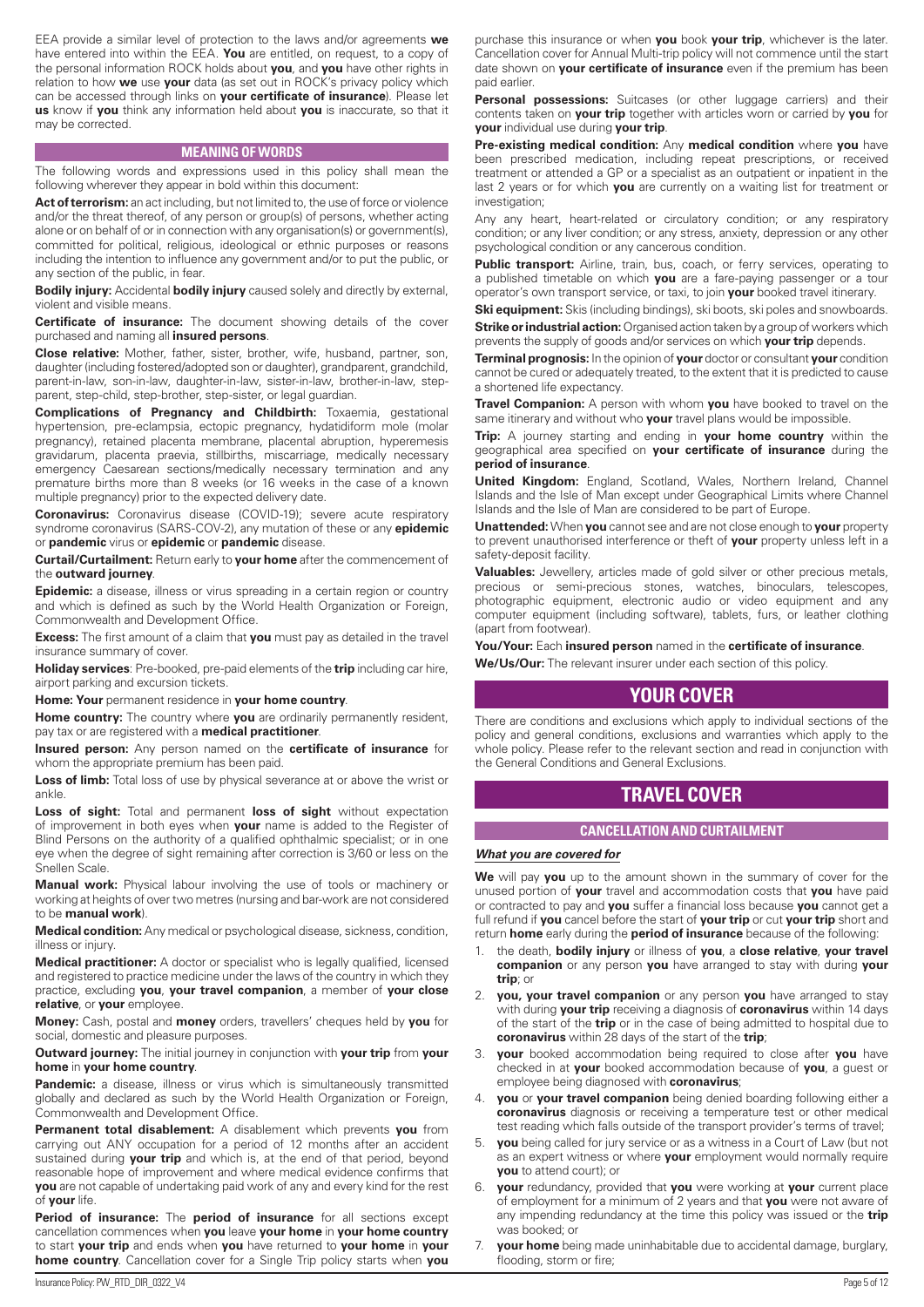EEA provide a similar level of protection to the laws and/or agreements **we** have entered into within the EEA. **You** are entitled, on request, to a copy of the personal information ROCK holds about **you**, and **you** have other rights in relation to how **we** use **your** data (as set out in ROCK's privacy policy which can be accessed through links on **your certificate of insurance**). Please let **us** know if **you** think any information held about **you** is inaccurate, so that it may be corrected.

## MEANING OF WORDS

The following words and expressions used in this policy shall mean the following wherever they appear in bold within this document:

**Act of terrorism:** an act including, but not limited to, the use of force or violence and/or the threat thereof, of any person or group(s) of persons, whether acting alone or on behalf of or in connection with any organisation(s) or government(s), committed for political, religious, ideological or ethnic purposes or reasons including the intention to influence any government and/or to put the public, or any section of the public, in fear.

**Bodily injury:** Accidental **bodily injury** caused solely and directly by external, violent and visible means.

**Certificate of insurance:** The document showing details of the cover purchased and naming all **insured persons**.

**Close relative:** Mother, father, sister, brother, wife, husband, partner, son, daughter (including fostered/adopted son or daughter), grandparent, grandchild, parent-in-law, son-in-law, daughter-in-law, sister-in-law, brother-in-law, step-parent, step-child, step-brother, step-sister, or legal guardian.

**Complications of Pregnancy and Childbirth:** Toxaemia, gestational hypertension, pre-eclampsia, ectopic pregnancy, hydatidiform mole (molar pregnancy), retained placenta membrane, placental abruption, hyperemesis gravidarum, placenta praevia, stillbirths, miscarriage, medically necessary emergency Caesarean sections/medically necessary termination and any premature births more than 8 weeks (or 16 weeks in the case of a known multiple pregnancy) prior to the expected delivery date.

**Coronavirus:** Coronavirus disease (COVID-19); severe acute respiratory syndrome coronavirus (SARS-COV-2), any mutation of these or any **epidemic** or **pandemic** virus or **epidemic** or **pandemic** disease.

**Curtail/Curtailment:** Return early to **your home** after the commencement of the **outward journey**.

**Epidemic:** a disease, illness or virus spreading in a certain region or country and which is defined as such by the World Health Organization or Foreign, Commonwealth and Development Office.

**Excess:** The first amount of a claim that **you** must pay as detailed in the travel insurance summary of cover.

**Holiday services**: Pre-booked, pre-paid elements of the **trip** including car hire, airport parking and excursion tickets.

**Home: Your** permanent residence in **your home country**.

**Home country:** The country where **you** are ordinarily permanently resident, pay tax or are registered with a **medical practitioner**.

**Insured person:** Any person named on the **certificate of insurance** for whom the appropriate premium has been paid.

**Loss of limb:** Total loss of use by physical severance at or above the wrist or ankle.

**Loss of sight:** Total and permanent **loss of sight** without expectation of improvement in both eyes when **your** name is added to the Register of Blind Persons on the authority of a qualified ophthalmic specialist; or in one eye when the degree of sight remaining after correction is 3/60 or less on the Snellen Scale.

**Manual work:** Physical labour involving the use of tools or machinery or working at heights of over two metres (nursing and bar-work are not considered to be **manual work**).

**Medical condition:** Any medical or psychological disease, sickness, condition, illness or injury.

**Medical practitioner:** A doctor or specialist who is legally qualified, licensed and registered to practice medicine under the laws of the country in which they practice, excluding **you**, **your travel companion**, a member of **your close relative**, or **your** employee.

**Money:** Cash, postal and **money** orders, travellers' cheques held by **you** for social, domestic and pleasure purposes.

**Outward journey:** The initial journey in conjunction with **your trip** from **your home** in **your home country**.

**Pandemic:** a disease, illness or virus which is simultaneously transmitted globally and declared as such by the World Health Organization or Foreign, Commonwealth and Development Office.

**Permanent total disablement:** A disablement which prevents **you** from carrying out ANY occupation for a period of 12 months after an accident sustained during **your trip** and which is, at the end of that period, beyond reasonable hope of improvement and where medical evidence confirms that **you** are not capable of undertaking paid work of any and every kind for the rest of **your** life.

**Period of insurance:** The **period of insurance** for all sections except cancellation commences when **you** leave **your home** in **your home country** to start **your trip** and ends when **you** have returned to **your home** in **your home country**. Cancellation cover for a Single Trip policy starts when **you** purchase this insurance or when **you** book **your trip**, whichever is the later. Cancellation cover for Annual Multi-trip policy will not commence until the start date shown on **your certificate of insurance** even if the premium has been paid earlier.

**Personal possessions:** Suitcases (or other luggage carriers) and their contents taken on **your trip** together with articles worn or carried by **you** for **your** individual use during **your trip**.

**Pre-existing medical condition:** Any **medical condition** where **you** have been prescribed medication, including repeat prescriptions, or received treatment or attended a GP or a specialist as an outpatient or inpatient in the last 2 years or for which **you** are currently on a waiting list for treatment or investigation;

Any any heart, heart-related or circulatory condition; or any respiratory condition; or any liver condition; or any stress, anxiety, depression or any other psychological condition or any cancerous condition.

**Public transport:** Airline, train, bus, coach, or ferry services, operating to a published timetable on which **you** are a fare-paying passenger or a tour operator's own transport service, or taxi, to join **your** booked travel itinerary.

**Ski equipment:** Skis (including bindings), ski boots, ski poles and snowboards.

**Strike or industrial action:** Organised action taken by a group of workers which prevents the supply of goods and/or services on which **your trip** depends.

**Terminal prognosis:** In the opinion of **your** doctor or consultant **your** condition cannot be cured or adequately treated, to the extent that it is predicted to cause a shortened life expectancy.

**Travel Companion:** A person with whom **you** have booked to travel on the same itinerary and without who **your** travel plans would be impossible.

**Trip:** A journey starting and ending in **your home country** within the geographical area specified on **your certificate of insurance** during the **period of insurance**.

**United Kingdom:** England, Scotland, Wales, Northern Ireland, Channel Islands and the Isle of Man except under Geographical Limits where Channel Islands and the Isle of Man are considered to be part of Europe.

**Unattended:** When **you** cannot see and are not close enough to **your** property to prevent unauthorised interference or theft of **your** property unless left in a safety-deposit facility.

**Valuables:** Jewellery, articles made of gold silver or other precious metals, precious or semi-precious stones, watches, binoculars, telescopes, photographic equipment, electronic audio or video equipment and any computer equipment (including software), tablets, furs, or leather clothing (apart from footwear).

**You/Your:** Each **insured person** named in the **certificate of insurance**.

**We/Us/Our:** The relevant insurer under each section of this policy.

# YOUR COVER

There are conditions and exclusions which apply to individual sections of the policy and general conditions, exclusions and warranties which apply to the whole policy. Please refer to the relevant section and read in conjunction with the General Conditions and General Exclusions.

# TRAVEL COVER

## CANCELLATION AND CURTAILMENT

### *What you are covered for*

**We** will pay **you** up to the amount shown in the summary of cover for the unused portion of **your** travel and accommodation costs that **you** have paid or contracted to pay and **you** suffer a financial loss because **you** cannot get a full refund if **you** cancel before the start of **your trip** or cut **your trip** short and return **home** early during the **period of insurance** because of the following:

1. the death, **bodily injury** or illness of **you**, a **close relative**, **your travel companion** or any person **you** have arranged to stay with during **your trip**; or
2. **you, your travel companion** or any person **you** have arranged to stay with during **your trip** receiving a diagnosis of **coronavirus** within 14 days of the start of the **trip** or in the case of being admitted to hospital due to **coronavirus** within 28 days of the start of the **trip**;
3. **your** booked accommodation being required to close after **you** have checked in at **your** booked accommodation because of **you**, a guest or employee being diagnosed with **coronavirus**;
4. **you** or **your travel companion** being denied boarding following either a **coronavirus** diagnosis or receiving a temperature test or other medical test reading which falls outside of the transport provider's terms of travel;
5. **you** being called for jury service or as a witness in a Court of Law (but not as an expert witness or where **your** employment would normally require **you** to attend court); or
6. **your** redundancy, provided that **you** were working at **your** current place of employment for a minimum of 2 years and that **you** were not aware of any impending redundancy at the time this policy was issued or the **trip** was booked; or
7. **your home** being made uninhabitable due to accidental damage, burglary, flooding, storm or fire;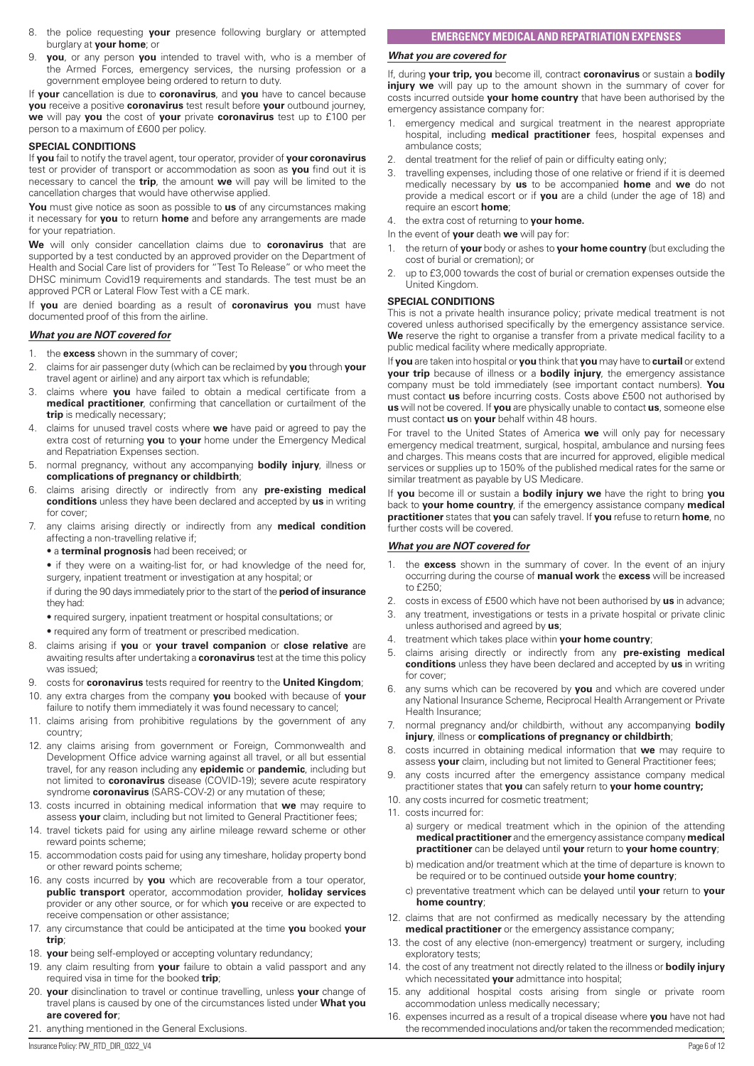8. the police requesting **your** presence following burglary or attempted burglary at **your home**; or
9. **you**, or any person **you** intended to travel with, who is a member of the Armed Forces, emergency services, the nursing profession or a government employee being ordered to return to duty.

If **your** cancellation is due to **coronavirus**, and **you** have to cancel because **you** receive a positive **coronavirus** test result before **your** outbound journey, **we** will pay **you** the cost of **your** private **coronavirus** test up to £100 per person to a maximum of £600 per policy.

### SPECIAL CONDITIONS

If **you** fail to notify the travel agent, tour operator, provider of **your coronavirus** test or provider of transport or accommodation as soon as **you** find out it is necessary to cancel the **trip**, the amount **we** will pay will be limited to the cancellation charges that would have otherwise applied.

**You** must give notice as soon as possible to **us** of any circumstances making it necessary for **you** to return **home** and before any arrangements are made for your repatriation.

**We** will only consider cancellation claims due to **coronavirus** that are supported by a test conducted by an approved provider on the Department of Health and Social Care list of providers for "Test To Release" or who meet the DHSC minimum Covid19 requirements and standards. The test must be an approved PCR or Lateral Flow Test with a CE mark.

If **you** are denied boarding as a result of **coronavirus you** must have documented proof of this from the airline.

### *What you are NOT covered for*

1. the **excess** shown in the summary of cover;
2. claims for air passenger duty (which can be reclaimed by **you** through **your** travel agent or airline) and any airport tax which is refundable;
3. claims where **you** have failed to obtain a medical certificate from a **medical practitioner**, confirming that cancellation or curtailment of the **trip** is medically necessary;
4. claims for unused travel costs where **we** have paid or agreed to pay the extra cost of returning **you** to **your** home under the Emergency Medical and Repatriation Expenses section.
5. normal pregnancy, without any accompanying **bodily injury**, illness or **complications of pregnancy or childbirth**;
6. claims arising directly or indirectly from any **pre-existing medical conditions** unless they have been declared and accepted by **us** in writing for cover;
7. any claims arising directly or indirectly from any **medical condition** affecting a non-travelling relative if;
   - a **terminal prognosis** had been received; or
   - if they were on a waiting-list for, or had knowledge of the need for, surgery, inpatient treatment or investigation at any hospital; or

   if during the 90 days immediately prior to the start of the **period of insurance** they had:

   - required surgery, inpatient treatment or hospital consultations; or
   - required any form of treatment or prescribed medication.
8. claims arising if **you** or **your travel companion** or **close relative** are awaiting results after undertaking a **coronavirus** test at the time this policy was issued;
9. costs for **coronavirus** tests required for reentry to the **United Kingdom**;
10. any extra charges from the company **you** booked with because of **your** failure to notify them immediately it was found necessary to cancel;
11. claims arising from prohibitive regulations by the government of any country;
12. any claims arising from government or Foreign, Commonwealth and Development Office advice warning against all travel, or all but essential travel, for any reason including any **epidemic** or **pandemic**, including but not limited to **coronavirus** disease (COVID-19); severe acute respiratory syndrome **coronavirus** (SARS-COV-2) or any mutation of these;
13. costs incurred in obtaining medical information that **we** may require to assess **your** claim, including but not limited to General Practitioner fees;
14. travel tickets paid for using any airline mileage reward scheme or other reward points scheme;
15. accommodation costs paid for using any timeshare, holiday property bond or other reward points scheme;
16. any costs incurred by **you** which are recoverable from a tour operator, **public transport** operator, accommodation provider, **holiday services** provider or any other source, or for which **you** receive or are expected to receive compensation or other assistance;
17. any circumstance that could be anticipated at the time **you** booked **your trip**;
18. **your** being self-employed or accepting voluntary redundancy;
19. any claim resulting from **your** failure to obtain a valid passport and any required visa in time for the booked **trip**;
20. **your** disinclination to travel or continue travelling, unless **your** change of travel plans is caused by one of the circumstances listed under **What you are covered for**;
21. anything mentioned in the General Exclusions.

## EMERGENCY MEDICAL AND REPATRIATION EXPENSES

### *What you are covered for*

If, during **your trip, you** become ill, contract **coronavirus** or sustain a **bodily injury we** will pay up to the amount shown in the summary of cover for costs incurred outside **your home country** that have been authorised by the emergency assistance company for:

1. emergency medical and surgical treatment in the nearest appropriate hospital, including **medical practitioner** fees, hospital expenses and ambulance costs;
2. dental treatment for the relief of pain or difficulty eating only;
3. travelling expenses, including those of one relative or friend if it is deemed medically necessary by **us** to be accompanied **home** and **we** do not provide a medical escort or if **you** are a child (under the age of 18) and require an escort **home**;
4. the extra cost of returning to **your home.**

In the event of **your** death **we** will pay for:

1. the return of **your** body or ashes to **your home country** (but excluding the cost of burial or cremation); or
2. up to £3,000 towards the cost of burial or cremation expenses outside the United Kingdom.

### SPECIAL CONDITIONS

This is not a private health insurance policy; private medical treatment is not covered unless authorised specifically by the emergency assistance service. **We** reserve the right to organise a transfer from a private medical facility to a public medical facility where medically appropriate.

If **you** are taken into hospital or **you** think that **you** may have to **curtail** or extend **your trip** because of illness or a **bodily injury**, the emergency assistance company must be told immediately (see important contact numbers). **You** must contact **us** before incurring costs. Costs above £500 not authorised by **us** will not be covered. If **you** are physically unable to contact **us**, someone else must contact **us** on **your** behalf within 48 hours.

For travel to the United States of America **we** will only pay for necessary emergency medical treatment, surgical, hospital, ambulance and nursing fees and charges. This means costs that are incurred for approved, eligible medical services or supplies up to 150% of the published medical rates for the same or similar treatment as payable by US Medicare.

If **you** become ill or sustain a **bodily injury we** have the right to bring **you** back to **your home country**, if the emergency assistance company **medical practitioner** states that **you** can safely travel. If **you** refuse to return **home**, no further costs will be covered.

### *What you are NOT covered for*

1. the **excess** shown in the summary of cover. In the event of an injury occurring during the course of **manual work** the **excess** will be increased to £250;
2. costs in excess of £500 which have not been authorised by **us** in advance;
3. any treatment, investigations or tests in a private hospital or private clinic unless authorised and agreed by **us**;
4. treatment which takes place within **your home country**;
5. claims arising directly or indirectly from any **pre-existing medical conditions** unless they have been declared and accepted by **us** in writing for cover;
6. any sums which can be recovered by **you** and which are covered under any National Insurance Scheme, Reciprocal Health Arrangement or Private Health Insurance;
7. normal pregnancy and/or childbirth, without any accompanying **bodily injury**, illness or **complications of pregnancy or childbirth**;
8. costs incurred in obtaining medical information that **we** may require to assess **your** claim, including but not limited to General Practitioner fees;
9. any costs incurred after the emergency assistance company medical practitioner states that **you** can safely return to **your home country;**
10. any costs incurred for cosmetic treatment;
11. costs incurred for:
    a) surgery or medical treatment which in the opinion of the attending **medical practitioner** and the emergency assistance company **medical practitioner** can be delayed until **your** return to **your home country**;
    b) medication and/or treatment which at the time of departure is known to be required or to be continued outside **your home country**;
    c) preventative treatment which can be delayed until **your** return to **your home country**;
12. claims that are not confirmed as medically necessary by the attending **medical practitioner** or the emergency assistance company;
13. the cost of any elective (non-emergency) treatment or surgery, including exploratory tests;
14. the cost of any treatment not directly related to the illness or **bodily injury** which necessitated **your** admittance into hospital;
15. any additional hospital costs arising from single or private room accommodation unless medically necessary;
16. expenses incurred as a result of a tropical disease where **you** have not had the recommended inoculations and/or taken the recommended medication;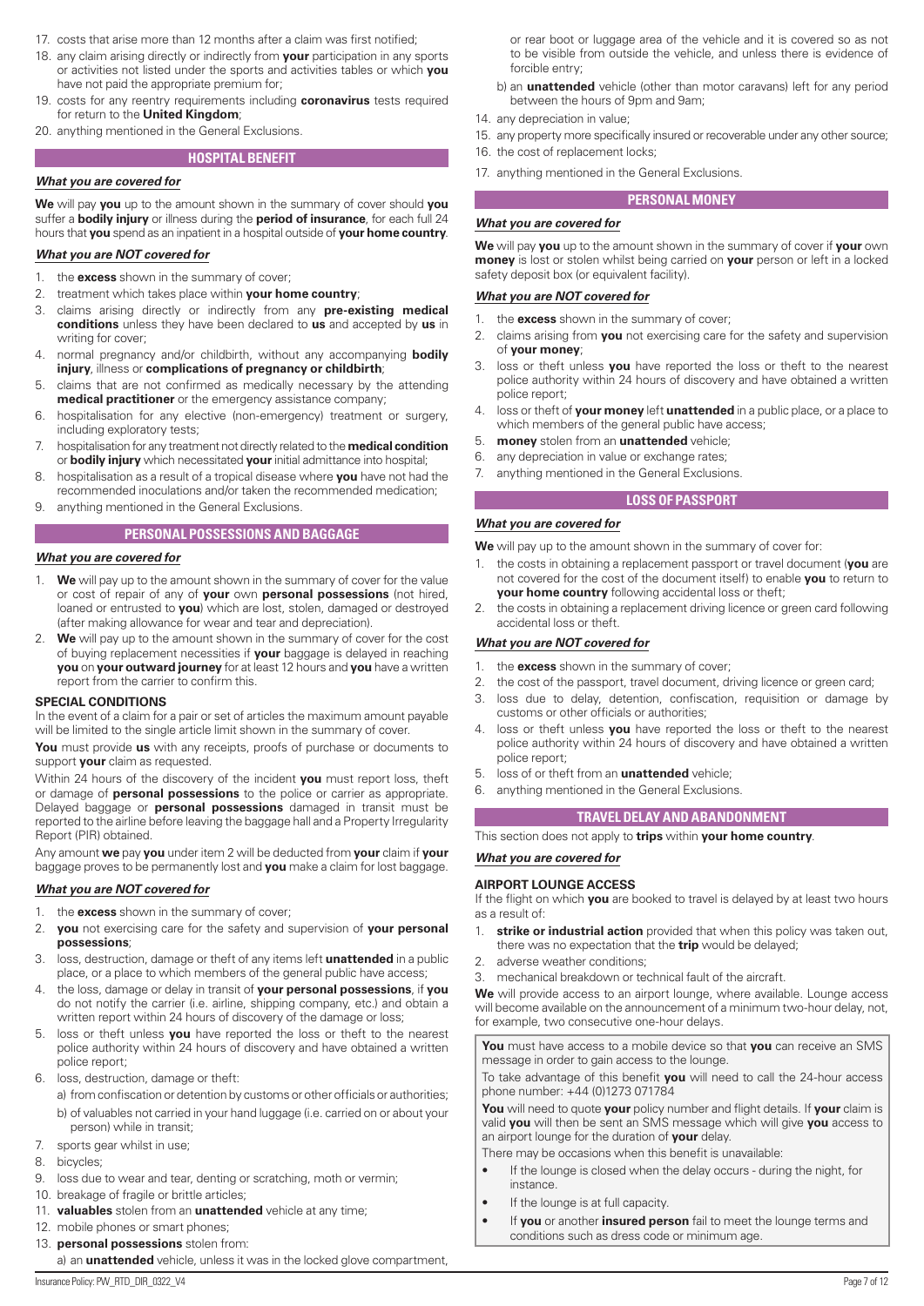17. costs that arise more than 12 months after a claim was first notified;
18. any claim arising directly or indirectly from **your** participation in any sports or activities not listed under the sports and activities tables or which **you** have not paid the appropriate premium for;
19. costs for any reentry requirements including **coronavirus** tests required for return to the **United Kingdom**;
20. anything mentioned in the General Exclusions.

## HOSPITAL BENEFIT

***What you are covered for***

**We** will pay **you** up to the amount shown in the summary of cover should **you** suffer a **bodily injury** or illness during the **period of insurance**, for each full 24 hours that **you** spend as an inpatient in a hospital outside of **your home country**.

***What you are NOT covered for***

1. the **excess** shown in the summary of cover;
2. treatment which takes place within **your home country**;
3. claims arising directly or indirectly from any **pre-existing medical conditions** unless they have been declared to **us** and accepted by **us** in writing for cover;
4. normal pregnancy and/or childbirth, without any accompanying **bodily injury**, illness or **complications of pregnancy or childbirth**;
5. claims that are not confirmed as medically necessary by the attending **medical practitioner** or the emergency assistance company;
6. hospitalisation for any elective (non-emergency) treatment or surgery, including exploratory tests;
7. hospitalisation for any treatment not directly related to the **medical condition** or **bodily injury** which necessitated **your** initial admittance into hospital;
8. hospitalisation as a result of a tropical disease where **you** have not had the recommended inoculations and/or taken the recommended medication;
9. anything mentioned in the General Exclusions.

## PERSONAL POSSESSIONS AND BAGGAGE

***What you are covered for***

1. **We** will pay up to the amount shown in the summary of cover for the value or cost of repair of any of **your** own **personal possessions** (not hired, loaned or entrusted to **you**) which are lost, stolen, damaged or destroyed (after making allowance for wear and tear and depreciation).
2. **We** will pay up to the amount shown in the summary of cover for the cost of buying replacement necessities if **your** baggage is delayed in reaching **you** on **your outward journey** for at least 12 hours and **you** have a written report from the carrier to confirm this.

**SPECIAL CONDITIONS**

In the event of a claim for a pair or set of articles the maximum amount payable will be limited to the single article limit shown in the summary of cover.

**You** must provide **us** with any receipts, proofs of purchase or documents to support **your** claim as requested.

Within 24 hours of the discovery of the incident **you** must report loss, theft or damage of **personal possessions** to the police or carrier as appropriate. Delayed baggage or **personal possessions** damaged in transit must be reported to the airline before leaving the baggage hall and a Property Irregularity Report (PIR) obtained.

Any amount **we** pay **you** under item 2 will be deducted from **your** claim if **your** baggage proves to be permanently lost and **you** make a claim for lost baggage.

***What you are NOT covered for***

1. the **excess** shown in the summary of cover;
2. **you** not exercising care for the safety and supervision of **your personal possessions**;
3. loss, destruction, damage or theft of any items left **unattended** in a public place, or a place to which members of the general public have access;
4. the loss, damage or delay in transit of **your personal possessions**, if **you** do not notify the carrier (i.e. airline, shipping company, etc.) and obtain a written report within 24 hours of discovery of the damage or loss;
5. loss or theft unless **you** have reported the loss or theft to the nearest police authority within 24 hours of discovery and have obtained a written police report;
6. loss, destruction, damage or theft:
   a) from confiscation or detention by customs or other officials or authorities;
   b) of valuables not carried in your hand luggage (i.e. carried on or about your person) while in transit;
7. sports gear whilst in use;
8. bicycles;
9. loss due to wear and tear, denting or scratching, moth or vermin;
10. breakage of fragile or brittle articles;
11. **valuables** stolen from an **unattended** vehicle at any time;
12. mobile phones or smart phones;
13. **personal possessions** stolen from:
    a) an **unattended** vehicle, unless it was in the locked glove compartment, or rear boot or luggage area of the vehicle and it is covered so as not to be visible from outside the vehicle, and unless there is evidence of forcible entry;
    b) an **unattended** vehicle (other than motor caravans) left for any period between the hours of 9pm and 9am;
14. any depreciation in value;
15. any property more specifically insured or recoverable under any other source;
16. the cost of replacement locks;
17. anything mentioned in the General Exclusions.

## PERSONAL MONEY

***What you are covered for***

**We** will pay **you** up to the amount shown in the summary of cover if **your** own **money** is lost or stolen whilst being carried on **your** person or left in a locked safety deposit box (or equivalent facility).

***What you are NOT covered for***

1. the **excess** shown in the summary of cover;
2. claims arising from **you** not exercising care for the safety and supervision of **your money**;
3. loss or theft unless **you** have reported the loss or theft to the nearest police authority within 24 hours of discovery and have obtained a written police report;
4. loss or theft of **your money** left **unattended** in a public place, or a place to which members of the general public have access;
5. **money** stolen from an **unattended** vehicle;
6. any depreciation in value or exchange rates;
7. anything mentioned in the General Exclusions.

## LOSS OF PASSPORT

***What you are covered for***

**We** will pay up to the amount shown in the summary of cover for:

1. the costs in obtaining a replacement passport or travel document (**you** are not covered for the cost of the document itself) to enable **you** to return to **your home country** following accidental loss or theft;
2. the costs in obtaining a replacement driving licence or green card following accidental loss or theft.

***What you are NOT covered for***

1. the **excess** shown in the summary of cover;
2. the cost of the passport, travel document, driving licence or green card;
3. loss due to delay, detention, confiscation, requisition or damage by customs or other officials or authorities;
4. loss or theft unless **you** have reported the loss or theft to the nearest police authority within 24 hours of discovery and have obtained a written police report;
5. loss of or theft from an **unattended** vehicle;
6. anything mentioned in the General Exclusions.

## TRAVEL DELAY AND ABANDONMENT

This section does not apply to **trips** within **your home country**.

***What you are covered for***

**AIRPORT LOUNGE ACCESS**

If the flight on which **you** are booked to travel is delayed by at least two hours as a result of:

1. **strike or industrial action** provided that when this policy was taken out, there was no expectation that the **trip** would be delayed;
2. adverse weather conditions;
3. mechanical breakdown or technical fault of the aircraft.

**We** will provide access to an airport lounge, where available. Lounge access will become available on the announcement of a minimum two-hour delay, not, for example, two consecutive one-hour delays.

**You** must have access to a mobile device so that **you** can receive an SMS message in order to gain access to the lounge.

To take advantage of this benefit **you** will need to call the 24-hour access phone number: +44 (0)1273 071784

**You** will need to quote **your** policy number and flight details. If **your** claim is valid **you** will then be sent an SMS message which will give **you** access to an airport lounge for the duration of **your** delay.

There may be occasions when this benefit is unavailable:

- If the lounge is closed when the delay occurs - during the night, for instance.
- If the lounge is at full capacity.
- If **you** or another **insured person** fail to meet the lounge terms and conditions such as dress code or minimum age.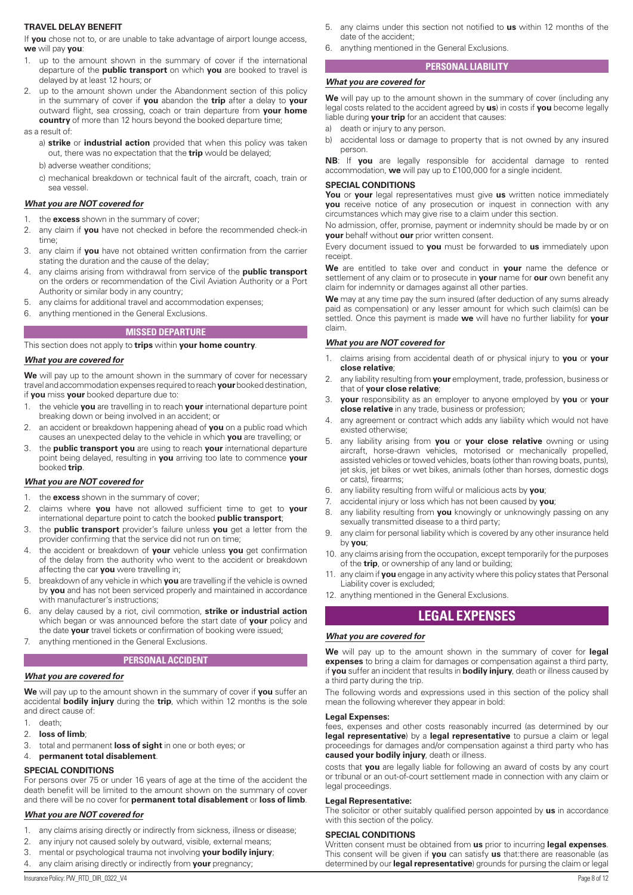### TRAVEL DELAY BENEFIT

If **you** chose not to, or are unable to take advantage of airport lounge access, **we** will pay **you**:

1. up to the amount shown in the summary of cover if the international departure of the **public transport** on which **you** are booked to travel is delayed by at least 12 hours; or
2. up to the amount shown under the Abandonment section of this policy in the summary of cover if **you** abandon the **trip** after a delay to **your** outward flight, sea crossing, coach or train departure from **your home country** of more than 12 hours beyond the booked departure time;

as a result of:

a) **strike** or **industrial action** provided that when this policy was taken out, there was no expectation that the **trip** would be delayed;

b) adverse weather conditions;

c) mechanical breakdown or technical fault of the aircraft, coach, train or sea vessel.

***What you are NOT covered for***

1. the **excess** shown in the summary of cover;
2. any claim if **you** have not checked in before the recommended check-in time;
3. any claim if **you** have not obtained written confirmation from the carrier stating the duration and the cause of the delay;
4. any claims arising from withdrawal from service of the **public transport** on the orders or recommendation of the Civil Aviation Authority or a Port Authority or similar body in any country;
5. any claims for additional travel and accommodation expenses;
6. anything mentioned in the General Exclusions.

## MISSED DEPARTURE

This section does not apply to **trips** within **your home country**.

***What you are covered for***

**We** will pay up to the amount shown in the summary of cover for necessary travel and accommodation expenses required to reach **your** booked destination, if **you** miss **your** booked departure due to:

1. the vehicle **you** are travelling in to reach **your** international departure point breaking down or being involved in an accident; or
2. an accident or breakdown happening ahead of **you** on a public road which causes an unexpected delay to the vehicle in which **you** are travelling; or
3. the **public transport you** are using to reach **your** international departure point being delayed, resulting in **you** arriving too late to commence **your** booked **trip**.

***What you are NOT covered for***

1. the **excess** shown in the summary of cover;
2. claims where **you** have not allowed sufficient time to get to **your** international departure point to catch the booked **public transport**;
3. the **public transport** provider's failure unless **you** get a letter from the provider confirming that the service did not run on time;
4. the accident or breakdown of **your** vehicle unless **you** get confirmation of the delay from the authority who went to the accident or breakdown affecting the car **you** were travelling in;
5. breakdown of any vehicle in which **you** are travelling if the vehicle is owned by **you** and has not been serviced properly and maintained in accordance with manufacturer's instructions;
6. any delay caused by a riot, civil commotion, **strike or industrial action** which began or was announced before the start date of **your** policy and the date **your** travel tickets or confirmation of booking were issued;
7. anything mentioned in the General Exclusions.

## PERSONAL ACCIDENT

***What you are covered for***

**We** will pay up to the amount shown in the summary of cover if **you** suffer an accidental **bodily injury** during the **trip**, which within 12 months is the sole and direct cause of:

1. death;
2. **loss of limb**;
3. total and permanent **loss of sight** in one or both eyes; or
4. **permanent total disablement**.

### SPECIAL CONDITIONS

For persons over 75 or under 16 years of age at the time of the accident the death benefit will be limited to the amount shown on the summary of cover and there will be no cover for **permanent total disablement** or **loss of limb**.

***What you are NOT covered for***

1. any claims arising directly or indirectly from sickness, illness or disease;
2. any injury not caused solely by outward, visible, external means;
3. mental or psychological trauma not involving **your bodily injury**;
4. any claim arising directly or indirectly from **your** pregnancy;
5. any claims under this section not notified to **us** within 12 months of the date of the accident;
6. anything mentioned in the General Exclusions.

## PERSONAL LIABILITY

***What you are covered for***

**We** will pay up to the amount shown in the summary of cover (including any legal costs related to the accident agreed by **us**) in costs if **you** become legally liable during **your trip** for an accident that causes:

a) death or injury to any person.

b) accidental loss or damage to property that is not owned by any insured person.

**NB**: If **you** are legally responsible for accidental damage to rented accommodation, **we** will pay up to £100,000 for a single incident.

### SPECIAL CONDITIONS

**You** or **your** legal representatives must give **us** written notice immediately **you** receive notice of any prosecution or inquest in connection with any circumstances which may give rise to a claim under this section.

No admission, offer, promise, payment or indemnity should be made by or on **your** behalf without **our** prior written consent.

Every document issued to **you** must be forwarded to **us** immediately upon receipt.

**We** are entitled to take over and conduct in **your** name the defence or settlement of any claim or to prosecute in **your** name for **our** own benefit any claim for indemnity or damages against all other parties.

**We** may at any time pay the sum insured (after deduction of any sums already paid as compensation) or any lesser amount for which such claim(s) can be settled. Once this payment is made **we** will have no further liability for **your** claim.

***What you are NOT covered for***

1. claims arising from accidental death of or physical injury to **you** or **your close relative**;
2. any liability resulting from **your** employment, trade, profession, business or that of **your close relative**;
3. **your** responsibility as an employer to anyone employed by **you** or **your close relative** in any trade, business or profession;
4. any agreement or contract which adds any liability which would not have existed otherwise;
5. any liability arising from **you** or **your close relative** owning or using aircraft, horse-drawn vehicles, motorised or mechanically propelled, assisted vehicles or towed vehicles, boats (other than rowing boats, punts), jet skis, jet bikes or wet bikes, animals (other than horses, domestic dogs or cats), firearms;
6. any liability resulting from wilful or malicious acts by **you**;
7. accidental injury or loss which has not been caused by **you**;
8. any liability resulting from **you** knowingly or unknowingly passing on any sexually transmitted disease to a third party;
9. any claim for personal liability which is covered by any other insurance held by **you**;
10. any claims arising from the occupation, except temporarily for the purposes of the **trip**, or ownership of any land or building;
11. any claim if **you** engage in any activity where this policy states that Personal Liability cover is excluded;
12. anything mentioned in the General Exclusions.

# LEGAL EXPENSES

***What you are covered for***

**We** will pay up to the amount shown in the summary of cover for **legal expenses** to bring a claim for damages or compensation against a third party, if **you** suffer an incident that results in **bodily injury**, death or illness caused by a third party during the trip.

The following words and expressions used in this section of the policy shall mean the following wherever they appear in bold:

**Legal Expenses:**

fees, expenses and other costs reasonably incurred (as determined by our **legal representative**) by a **legal representative** to pursue a claim or legal proceedings for damages and/or compensation against a third party who has **caused your bodily injury**, death or illness.

costs that **you** are legally liable for following an award of costs by any court or tribunal or an out-of-court settlement made in connection with any claim or legal proceedings.

**Legal Representative:**

The solicitor or other suitably qualified person appointed by **us** in accordance with this section of the policy.

### SPECIAL CONDITIONS

Written consent must be obtained from **us** prior to incurring **legal expenses**. This consent will be given if **you** can satisfy **us** that:there are reasonable (as determined by our **legal representative**) grounds for pursing the claim or legal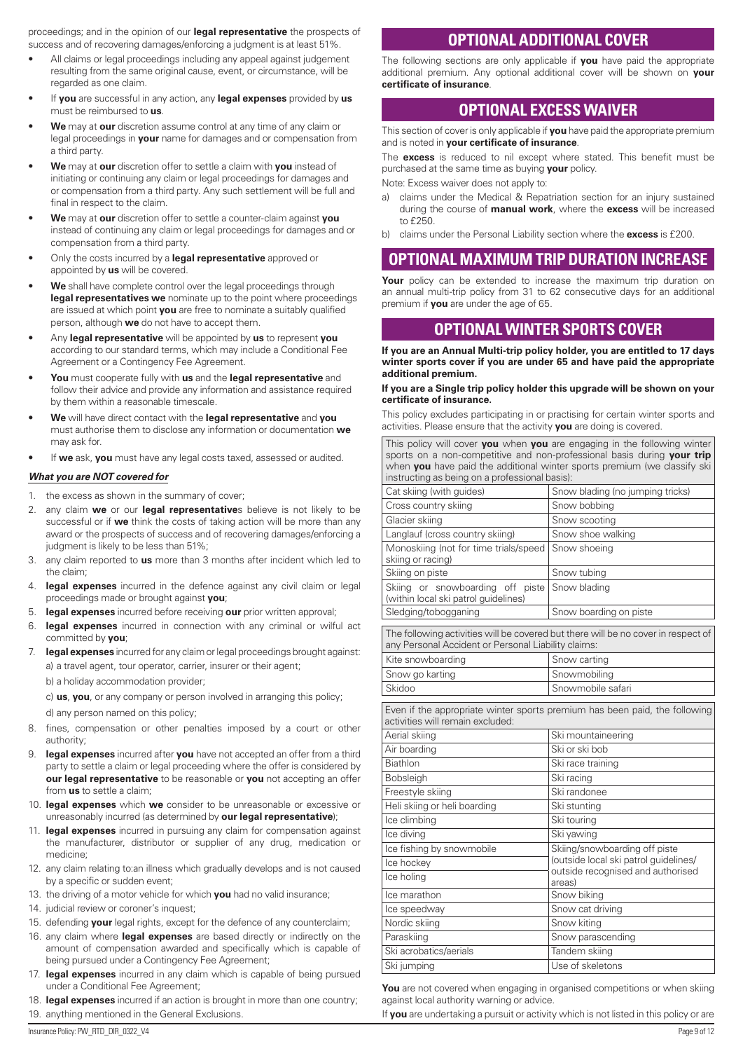proceedings; and in the opinion of our **legal representative** the prospects of success and of recovering damages/enforcing a judgment is at least 51%.

- All claims or legal proceedings including any appeal against judgement resulting from the same original cause, event, or circumstance, will be regarded as one claim.
- If **you** are successful in any action, any **legal expenses** provided by **us** must be reimbursed to **us**.
- **We** may at **our** discretion assume control at any time of any claim or legal proceedings in **your** name for damages and or compensation from a third party.
- **We** may at **our** discretion offer to settle a claim with **you** instead of initiating or continuing any claim or legal proceedings for damages and or compensation from a third party. Any such settlement will be full and final in respect to the claim.
- **We** may at **our** discretion offer to settle a counter-claim against **you** instead of continuing any claim or legal proceedings for damages and or compensation from a third party.
- Only the costs incurred by a **legal representative** approved or appointed by **us** will be covered.
- **We** shall have complete control over the legal proceedings through **legal representatives we** nominate up to the point where proceedings are issued at which point **you** are free to nominate a suitably qualified person, although **we** do not have to accept them.
- Any **legal representative** will be appointed by **us** to represent **you** according to our standard terms, which may include a Conditional Fee Agreement or a Contingency Fee Agreement.
- **You** must cooperate fully with **us** and the **legal representative** and follow their advice and provide any information and assistance required by them within a reasonable timescale.
- **We** will have direct contact with the **legal representative** and **you** must authorise them to disclose any information or documentation **we** may ask for.
- If **we** ask, **you** must have any legal costs taxed, assessed or audited.

***What you are NOT covered for***

1. the excess as shown in the summary of cover;
2. any claim **we** or our **legal representative**s believe is not likely to be successful or if **we** think the costs of taking action will be more than any award or the prospects of success and of recovering damages/enforcing a judgment is likely to be less than 51%;
3. any claim reported to **us** more than 3 months after incident which led to the claim;
4. **legal expenses** incurred in the defence against any civil claim or legal proceedings made or brought against **you**;
5. **legal expenses** incurred before receiving **our** prior written approval;
6. **legal expenses** incurred in connection with any criminal or wilful act committed by **you**;
7. **legal expenses** incurred for any claim or legal proceedings brought against:
   a) a travel agent, tour operator, carrier, insurer or their agent;
   b) a holiday accommodation provider;
   c) **us**, **you**, or any company or person involved in arranging this policy;
   d) any person named on this policy;
8. fines, compensation or other penalties imposed by a court or other authority;
9. **legal expenses** incurred after **you** have not accepted an offer from a third party to settle a claim or legal proceeding where the offer is considered by **our legal representative** to be reasonable or **you** not accepting an offer from **us** to settle a claim;
10. **legal expenses** which **we** consider to be unreasonable or excessive or unreasonably incurred (as determined by **our legal representative**);
11. **legal expenses** incurred in pursuing any claim for compensation against the manufacturer, distributor or supplier of any drug, medication or medicine;
12. any claim relating to:an illness which gradually develops and is not caused by a specific or sudden event;
13. the driving of a motor vehicle for which **you** had no valid insurance;
14. judicial review or coroner's inquest;
15. defending **your** legal rights, except for the defence of any counterclaim;
16. any claim where **legal expenses** are based directly or indirectly on the amount of compensation awarded and specifically which is capable of being pursued under a Contingency Fee Agreement;
17. **legal expenses** incurred in any claim which is capable of being pursued under a Conditional Fee Agreement;
18. **legal expenses** incurred if an action is brought in more than one country;
19. anything mentioned in the General Exclusions.

# OPTIONAL ADDITIONAL COVER

The following sections are only applicable if **you** have paid the appropriate additional premium. Any optional additional cover will be shown on **your certificate of insurance**.

# OPTIONAL EXCESS WAIVER

This section of cover is only applicable if **you** have paid the appropriate premium and is noted in **your certificate of insurance**.

The **excess** is reduced to nil except where stated. This benefit must be purchased at the same time as buying **your** policy.

Note: Excess waiver does not apply to:

a) claims under the Medical & Repatriation section for an injury sustained during the course of **manual work**, where the **excess** will be increased to £250.
b) claims under the Personal Liability section where the **excess** is £200.

# OPTIONAL MAXIMUM TRIP DURATION INCREASE

**Your** policy can be extended to increase the maximum trip duration on an annual multi-trip policy from 31 to 62 consecutive days for an additional premium if **you** are under the age of 65.

# OPTIONAL WINTER SPORTS COVER

**If you are an Annual Multi-trip policy holder, you are entitled to 17 days winter sports cover if you are under 65 and have paid the appropriate additional premium.**

**If you are a Single trip policy holder this upgrade will be shown on your certificate of insurance.**

This policy excludes participating in or practising for certain winter sports and activities. Please ensure that the activity **you** are doing is covered.

| This policy will cover **you** when **you** are engaging in the following winter sports on a non-competitive and non-professional basis during **your trip** when **you** have paid the additional winter sports premium (we classify ski instructing as being on a professional basis): | |
|---|---|
| Cat skiing (with guides) | Snow blading (no jumping tricks) |
| Cross country skiing | Snow bobbing |
| Glacier skiing | Snow scooting |
| Langlauf (cross country skiing) | Snow shoe walking |
| Monoskiing (not for time trials/speed skiing or racing) | Snow shoeing |
| Skiing on piste | Snow tubing |
| Skiing or snowboarding off piste (within local ski patrol guidelines) | Snow blading |
| Sledging/tobogganing | Snow boarding on piste |

| The following activities will be covered but there will be no cover in respect of any Personal Accident or Personal Liability claims: | |
|---|---|
| Kite snowboarding | Snow carting |
| Snow go karting | Snowmobiling |
| Skidoo | Snowmobile safari |

| Even if the appropriate winter sports premium has been paid, the following activities will remain excluded: | |
|---|---|
| Aerial skiing | Ski mountaineering |
| Air boarding | Ski or ski bob |
| Biathlon | Ski race training |
| Bobsleigh | Ski racing |
| Freestyle skiing | Ski randonee |
| Heli skiing or heli boarding | Ski stunting |
| Ice climbing | Ski touring |
| Ice diving | Ski yawing |
| Ice fishing by snowmobile | Skiing/snowboarding off piste (outside local ski patrol guidelines/ outside recognised and authorised areas) |
| Ice hockey | |
| Ice holing | |
| Ice marathon | Snow biking |
| Ice speedway | Snow cat driving |
| Nordic skiing | Snow kiting |
| Paraskiing | Snow parascending |
| Ski acrobatics/aerials | Tandem skiing |
| Ski jumping | Use of skeletons |

**You** are not covered when engaging in organised competitions or when skiing against local authority warning or advice.

If **you** are undertaking a pursuit or activity which is not listed in this policy or are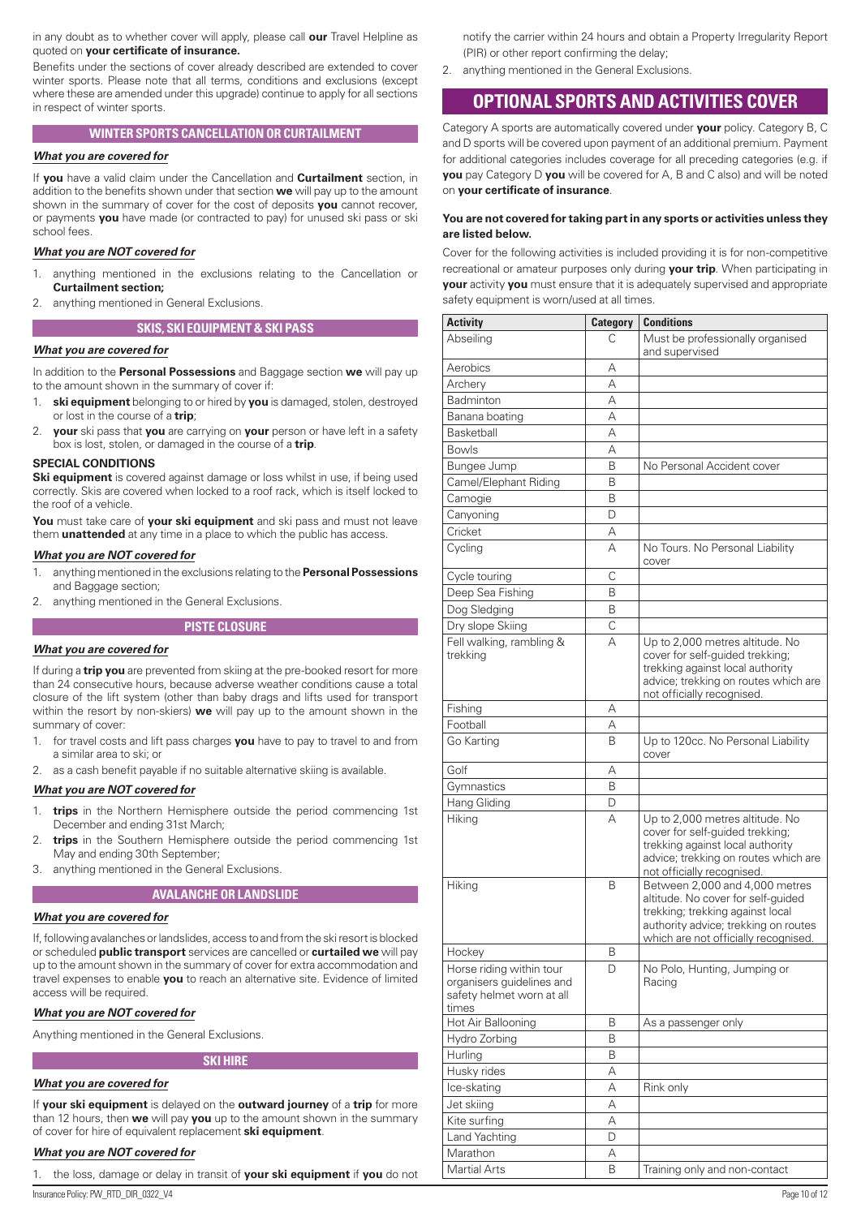in any doubt as to whether cover will apply, please call **our** Travel Helpline as quoted on **your certificate of insurance.**

Benefits under the sections of cover already described are extended to cover winter sports. Please note that all terms, conditions and exclusions (except where these are amended under this upgrade) continue to apply for all sections in respect of winter sports.

### WINTER SPORTS CANCELLATION OR CURTAILMENT

***What you are covered for***

If **you** have a valid claim under the Cancellation and **Curtailment** section, in addition to the benefits shown under that section **we** will pay up to the amount shown in the summary of cover for the cost of deposits **you** cannot recover, or payments **you** have made (or contracted to pay) for unused ski pass or ski school fees.

***What you are NOT covered for***

1. anything mentioned in the exclusions relating to the Cancellation or **Curtailment section;**
2. anything mentioned in General Exclusions.

### SKIS, SKI EQUIPMENT & SKI PASS

***What you are covered for***

In addition to the **Personal Possessions** and Baggage section **we** will pay up to the amount shown in the summary of cover if:

1. **ski equipment** belonging to or hired by **you** is damaged, stolen, destroyed or lost in the course of a **trip**;
2. **your** ski pass that **you** are carrying on **your** person or have left in a safety box is lost, stolen, or damaged in the course of a **trip**.

**SPECIAL CONDITIONS**

**Ski equipment** is covered against damage or loss whilst in use, if being used correctly. Skis are covered when locked to a roof rack, which is itself locked to the roof of a vehicle.

**You** must take care of **your ski equipment** and ski pass and must not leave them **unattended** at any time in a place to which the public has access.

***What you are NOT covered for***

1. anything mentioned in the exclusions relating to the **Personal Possessions** and Baggage section;
2. anything mentioned in the General Exclusions.

### PISTE CLOSURE

***What you are covered for***

If during a **trip you** are prevented from skiing at the pre-booked resort for more than 24 consecutive hours, because adverse weather conditions cause a total closure of the lift system (other than baby drags and lifts used for transport within the resort by non-skiers) **we** will pay up to the amount shown in the summary of cover:

1. for travel costs and lift pass charges **you** have to pay to travel to and from a similar area to ski; or
2. as a cash benefit payable if no suitable alternative skiing is available.

***What you are NOT covered for***

1. **trips** in the Northern Hemisphere outside the period commencing 1st December and ending 31st March;
2. **trips** in the Southern Hemisphere outside the period commencing 1st May and ending 30th September;
3. anything mentioned in the General Exclusions.

### AVALANCHE OR LANDSLIDE

***What you are covered for***

If, following avalanches or landslides, access to and from the ski resort is blocked or scheduled **public transport** services are cancelled or **curtailed we** will pay up to the amount shown in the summary of cover for extra accommodation and travel expenses to enable **you** to reach an alternative site. Evidence of limited access will be required.

***What you are NOT covered for***

Anything mentioned in the General Exclusions.

### SKI HIRE

***What you are covered for***

If **your ski equipment** is delayed on the **outward journey** of a **trip** for more than 12 hours, then **we** will pay **you** up to the amount shown in the summary of cover for hire of equivalent replacement **ski equipment**.

***What you are NOT covered for***

1. the loss, damage or delay in transit of **your ski equipment** if **you** do not notify the carrier within 24 hours and obtain a Property Irregularity Report (PIR) or other report confirming the delay;
2. anything mentioned in the General Exclusions.

## OPTIONAL SPORTS AND ACTIVITIES COVER

Category A sports are automatically covered under **your** policy. Category B, C and D sports will be covered upon payment of an additional premium. Payment for additional categories includes coverage for all preceding categories (e.g. if **you** pay Category D **you** will be covered for A, B and C also) and will be noted on **your certificate of insurance**.

**You are not covered for taking part in any sports or activities unless they are listed below.**

Cover for the following activities is included providing it is for non-competitive recreational or amateur purposes only during **your trip**. When participating in **your** activity **you** must ensure that it is adequately supervised and appropriate safety equipment is worn/used at all times.

| Activity | Category | Conditions |
|---|---|---|
| Abseiling | C | Must be professionally organised and supervised |
| Aerobics | A | |
| Archery | A | |
| Badminton | A | |
| Banana boating | A | |
| Basketball | A | |
| Bowls | A | |
| Bungee Jump | B | No Personal Accident cover |
| Camel/Elephant Riding | B | |
| Camogie | B | |
| Canyoning | D | |
| Cricket | A | |
| Cycling | A | No Tours. No Personal Liability cover |
| Cycle touring | C | |
| Deep Sea Fishing | B | |
| Dog Sledging | B | |
| Dry slope Skiing | C | |
| Fell walking, rambling & trekking | A | Up to 2,000 metres altitude. No cover for self-guided trekking; trekking against local authority advice; trekking on routes which are not officially recognised. |
| Fishing | A | |
| Football | A | |
| Go Karting | B | Up to 120cc. No Personal Liability cover |
| Golf | A | |
| Gymnastics | B | |
| Hang Gliding | D | |
| Hiking | A | Up to 2,000 metres altitude. No cover for self-guided trekking; trekking against local authority advice; trekking on routes which are not officially recognised. |
| Hiking | B | Between 2,000 and 4,000 metres altitude. No cover for self-guided trekking; trekking against local authority advice; trekking on routes which are not officially recognised. |
| Hockey | B | |
| Horse riding within tour organisers guidelines and safety helmet worn at all times | D | No Polo, Hunting, Jumping or Racing |
| Hot Air Ballooning | B | As a passenger only |
| Hydro Zorbing | B | |
| Hurling | B | |
| Husky rides | A | |
| Ice-skating | A | Rink only |
| Jet skiing | A | |
| Kite surfing | A | |
| Land Yachting | D | |
| Marathon | A | |
| Martial Arts | B | Training only and non-contact |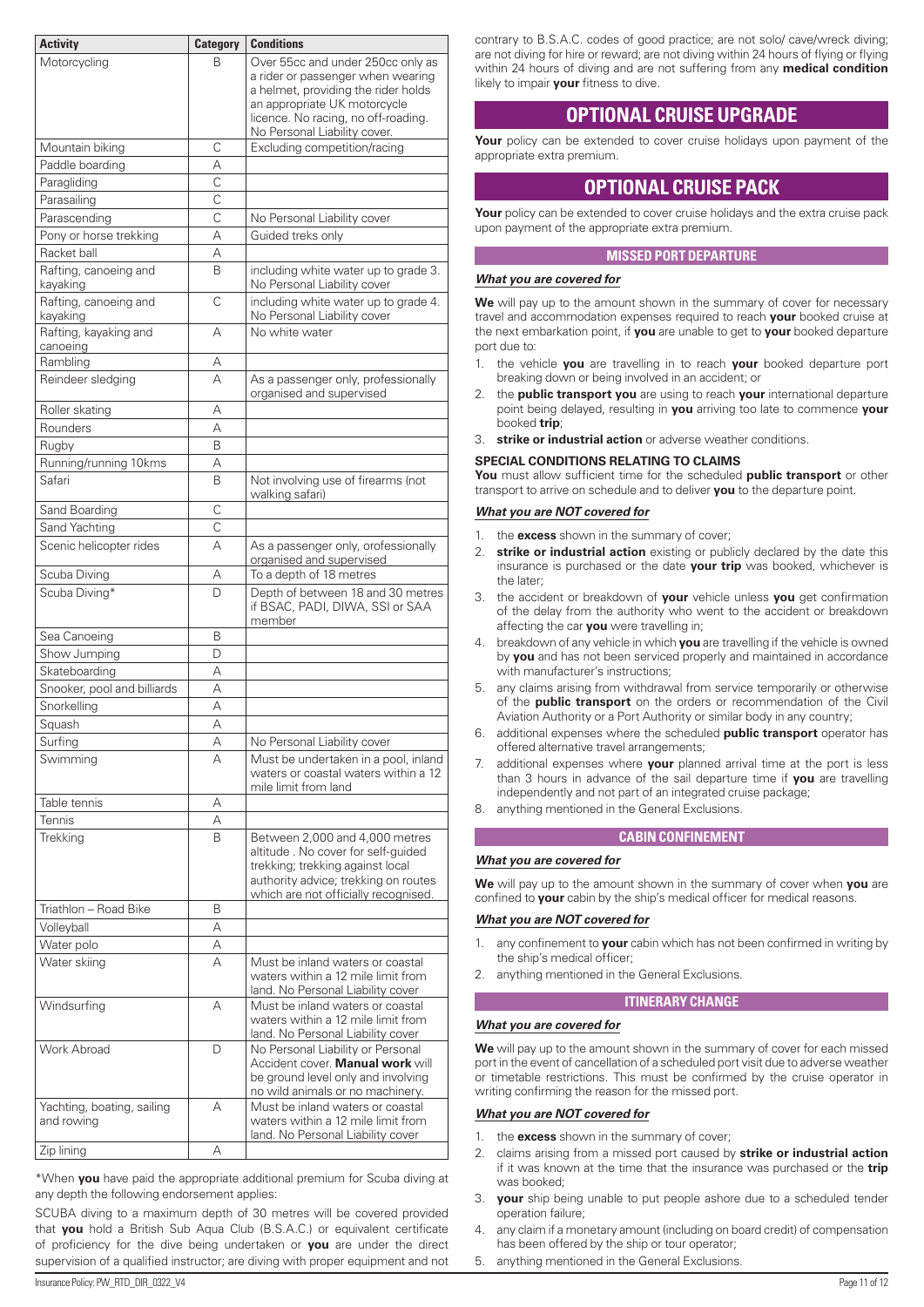| Activity | Category | Conditions |
|---|---|---|
| Motorcycling | B | Over 55cc and under 250cc only as a rider or passenger when wearing a helmet, providing the rider holds an appropriate UK motorcycle licence. No racing, no off-roading. No Personal Liability cover. |
| Mountain biking | C | Excluding competition/racing |
| Paddle boarding | A | |
| Paragliding | C | |
| Parasailing | C | |
| Parascending | C | No Personal Liability cover |
| Pony or horse trekking | A | Guided treks only |
| Racket ball | A | |
| Rafting, canoeing and kayaking | B | including white water up to grade 3. No Personal Liability cover |
| Rafting, canoeing and kayaking | C | including white water up to grade 4. No Personal Liability cover |
| Rafting, kayaking and canoeing | A | No white water |
| Rambling | A | |
| Reindeer sledging | A | As a passenger only, professionally organised and supervised |
| Roller skating | A | |
| Rounders | A | |
| Rugby | B | |
| Running/running 10kms | A | |
| Safari | B | Not involving use of firearms (not walking safari) |
| Sand Boarding | C | |
| Sand Yachting | C | |
| Scenic helicopter rides | A | As a passenger only, orofessionally organised and supervised |
| Scuba Diving | A | To a depth of 18 metres |
| Scuba Diving* | D | Depth of between 18 and 30 metres if BSAC, PADI, DIWA, SSI or SAA member |
| Sea Canoeing | B | |
| Show Jumping | D | |
| Skateboarding | A | |
| Snooker, pool and billiards | A | |
| Snorkelling | A | |
| Squash | A | |
| Surfing | A | No Personal Liability cover |
| Swimming | A | Must be undertaken in a pool, inland waters or coastal waters within a 12 mile limit from land |
| Table tennis | A | |
| Tennis | A | |
| Trekking | B | Between 2,000 and 4,000 metres altitude . No cover for self-guided trekking; trekking against local authority advice; trekking on routes which are not officially recognised. |
| Triathlon – Road Bike | B | |
| Volleyball | A | |
| Water polo | A | |
| Water skiing | A | Must be inland waters or coastal waters within a 12 mile limit from land. No Personal Liability cover |
| Windsurfing | A | Must be inland waters or coastal waters within a 12 mile limit from land. No Personal Liability cover |
| Work Abroad | D | No Personal Liability or Personal Accident cover. **Manual work** will be ground level only and involving no wild animals or no machinery. |
| Yachting, boating, sailing and rowing | A | Must be inland waters or coastal waters within a 12 mile limit from land. No Personal Liability cover |
| Zip lining | A | |

*When **you** have paid the appropriate additional premium for Scuba diving at any depth the following endorsement applies:

SCUBA diving to a maximum depth of 30 metres will be covered provided that **you** hold a British Sub Aqua Club (B.S.A.C.) or equivalent certificate of proficiency for the dive being undertaken or **you** are under the direct supervision of a qualified instructor; are diving with proper equipment and not contrary to B.S.A.C. codes of good practice; are not solo/ cave/wreck diving; are not diving for hire or reward; are not diving within 24 hours of flying or flying within 24 hours of diving and are not suffering from any **medical condition** likely to impair **your** fitness to dive.

## OPTIONAL CRUISE UPGRADE

**Your** policy can be extended to cover cruise holidays upon payment of the appropriate extra premium.

## OPTIONAL CRUISE PACK

**Your** policy can be extended to cover cruise holidays and the extra cruise pack upon payment of the appropriate extra premium.

### MISSED PORT DEPARTURE

***What you are covered for***

**We** will pay up to the amount shown in the summary of cover for necessary travel and accommodation expenses required to reach **your** booked cruise at the next embarkation point, if **you** are unable to get to **your** booked departure port due to:

1. the vehicle **you** are travelling in to reach **your** booked departure port breaking down or being involved in an accident; or
2. the **public transport you** are using to reach **your** international departure point being delayed, resulting in **you** arriving too late to commence **your** booked **trip**;
3. **strike or industrial action** or adverse weather conditions.

**SPECIAL CONDITIONS RELATING TO CLAIMS**

**You** must allow sufficient time for the scheduled **public transport** or other transport to arrive on schedule and to deliver **you** to the departure point.

***What you are NOT covered for***

1. the **excess** shown in the summary of cover;
2. **strike or industrial action** existing or publicly declared by the date this insurance is purchased or the date **your trip** was booked, whichever is the later;
3. the accident or breakdown of **your** vehicle unless **you** get confirmation of the delay from the authority who went to the accident or breakdown affecting the car **you** were travelling in;
4. breakdown of any vehicle in which **you** are travelling if the vehicle is owned by **you** and has not been serviced properly and maintained in accordance with manufacturer's instructions;
5. any claims arising from withdrawal from service temporarily or otherwise of the **public transport** on the orders or recommendation of the Civil Aviation Authority or a Port Authority or similar body in any country;
6. additional expenses where the scheduled **public transport** operator has offered alternative travel arrangements;
7. additional expenses where **your** planned arrival time at the port is less than 3 hours in advance of the sail departure time if **you** are travelling independently and not part of an integrated cruise package;
8. anything mentioned in the General Exclusions.

### CABIN CONFINEMENT

***What you are covered for***

**We** will pay up to the amount shown in the summary of cover when **you** are confined to **your** cabin by the ship's medical officer for medical reasons.

***What you are NOT covered for***

1. any confinement to **your** cabin which has not been confirmed in writing by the ship's medical officer;
2. anything mentioned in the General Exclusions.

### ITINERARY CHANGE

***What you are covered for***

**We** will pay up to the amount shown in the summary of cover for each missed port in the event of cancellation of a scheduled port visit due to adverse weather or timetable restrictions. This must be confirmed by the cruise operator in writing confirming the reason for the missed port.

***What you are NOT covered for***

1. the **excess** shown in the summary of cover;
2. claims arising from a missed port caused by **strike or industrial action** if it was known at the time that the insurance was purchased or the **trip** was booked;
3. **your** ship being unable to put people ashore due to a scheduled tender operation failure;
4. any claim if a monetary amount (including on board credit) of compensation has been offered by the ship or tour operator;
5. anything mentioned in the General Exclusions.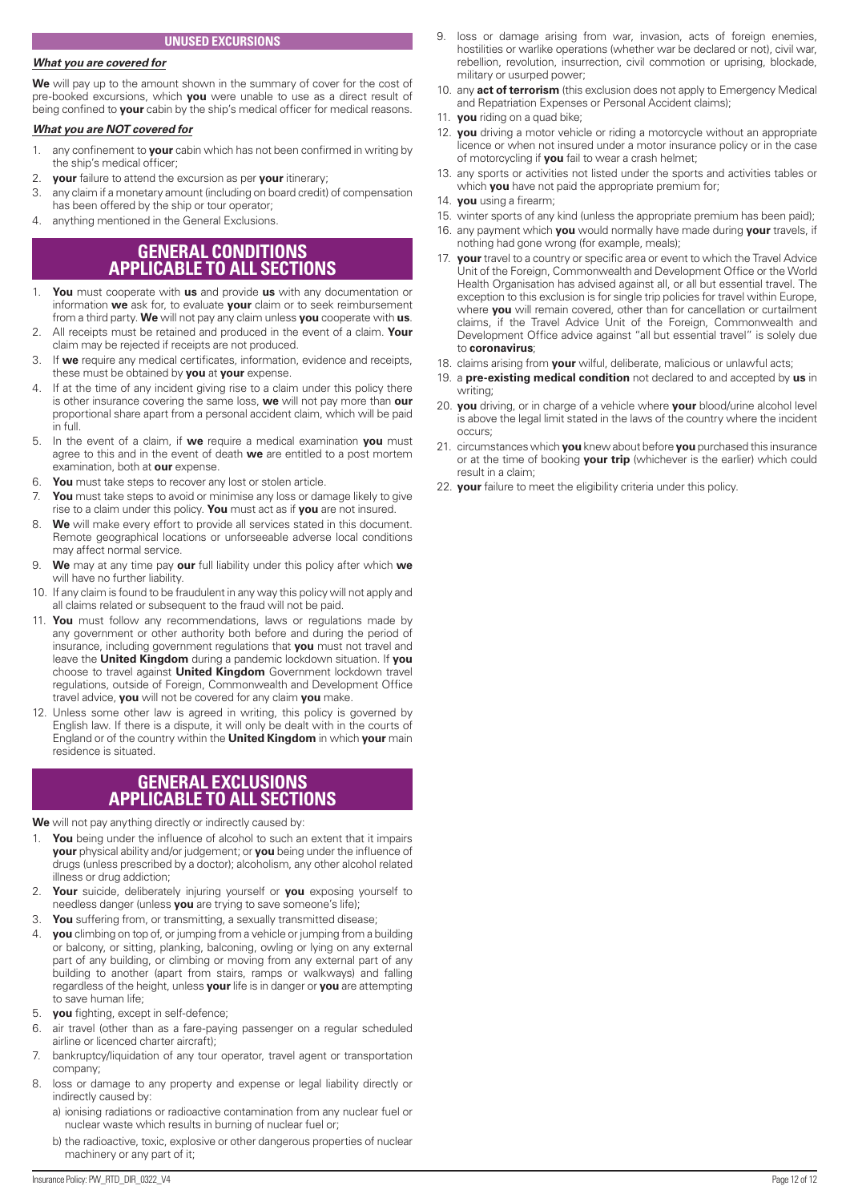## UNUSED EXCURSIONS

***What you are covered for***

**We** will pay up to the amount shown in the summary of cover for the cost of pre-booked excursions, which **you** were unable to use as a direct result of being confined to **your** cabin by the ship's medical officer for medical reasons.

***What you are NOT covered for***

1. any confinement to **your** cabin which has not been confirmed in writing by the ship's medical officer;
2. **your** failure to attend the excursion as per **your** itinerary;
3. any claim if a monetary amount (including on board credit) of compensation has been offered by the ship or tour operator;
4. anything mentioned in the General Exclusions.

# GENERAL CONDITIONS APPLICABLE TO ALL SECTIONS

1. **You** must cooperate with **us** and provide **us** with any documentation or information **we** ask for, to evaluate **your** claim or to seek reimbursement from a third party. **We** will not pay any claim unless **you** cooperate with **us**.
2. All receipts must be retained and produced in the event of a claim. **Your** claim may be rejected if receipts are not produced.
3. If **we** require any medical certificates, information, evidence and receipts, these must be obtained by **you** at **your** expense.
4. If at the time of any incident giving rise to a claim under this policy there is other insurance covering the same loss, **we** will not pay more than **our** proportional share apart from a personal accident claim, which will be paid in full.
5. In the event of a claim, if **we** require a medical examination **you** must agree to this and in the event of death **we** are entitled to a post mortem examination, both at **our** expense.
6. **You** must take steps to recover any lost or stolen article.
7. **You** must take steps to avoid or minimise any loss or damage likely to give rise to a claim under this policy. **You** must act as if **you** are not insured.
8. **We** will make every effort to provide all services stated in this document. Remote geographical locations or unforseeable adverse local conditions may affect normal service.
9. **We** may at any time pay **our** full liability under this policy after which **we** will have no further liability.
10. If any claim is found to be fraudulent in any way this policy will not apply and all claims related or subsequent to the fraud will not be paid.
11. **You** must follow any recommendations, laws or regulations made by any government or other authority both before and during the period of insurance, including government regulations that **you** must not travel and leave the **United Kingdom** during a pandemic lockdown situation. If **you** choose to travel against **United Kingdom** Government lockdown travel regulations, outside of Foreign, Commonwealth and Development Office travel advice, **you** will not be covered for any claim **you** make.
12. Unless some other law is agreed in writing, this policy is governed by English law. If there is a dispute, it will only be dealt with in the courts of England or of the country within the **United Kingdom** in which **your** main residence is situated.

# GENERAL EXCLUSIONS APPLICABLE TO ALL SECTIONS

**We** will not pay anything directly or indirectly caused by:

1. **You** being under the influence of alcohol to such an extent that it impairs **your** physical ability and/or judgement; or **you** being under the influence of drugs (unless prescribed by a doctor); alcoholism, any other alcohol related illness or drug addiction;
2. **Your** suicide, deliberately injuring yourself or **you** exposing yourself to needless danger (unless **you** are trying to save someone's life);
3. **You** suffering from, or transmitting, a sexually transmitted disease;
4. **you** climbing on top of, or jumping from a vehicle or jumping from a building or balcony, or sitting, planking, balconing, owling or lying on any external part of any building, or climbing or moving from any external part of any building to another (apart from stairs, ramps or walkways) and falling regardless of the height, unless **your** life is in danger or **you** are attempting to save human life;
5. **you** fighting, except in self-defence;
6. air travel (other than as a fare-paying passenger on a regular scheduled airline or licenced charter aircraft);
7. bankruptcy/liquidation of any tour operator, travel agent or transportation company;
8. loss or damage to any property and expense or legal liability directly or indirectly caused by:
   a) ionising radiations or radioactive contamination from any nuclear fuel or nuclear waste which results in burning of nuclear fuel or;
   b) the radioactive, toxic, explosive or other dangerous properties of nuclear machinery or any part of it;
9. loss or damage arising from war, invasion, acts of foreign enemies, hostilities or warlike operations (whether war be declared or not), civil war, rebellion, revolution, insurrection, civil commotion or uprising, blockade, military or usurped power;
10. any **act of terrorism** (this exclusion does not apply to Emergency Medical and Repatriation Expenses or Personal Accident claims);
11. **you** riding on a quad bike;
12. **you** driving a motor vehicle or riding a motorcycle without an appropriate licence or when not insured under a motor insurance policy or in the case of motorcycling if **you** fail to wear a crash helmet;
13. any sports or activities not listed under the sports and activities tables or which **you** have not paid the appropriate premium for;
14. **you** using a firearm;
15. winter sports of any kind (unless the appropriate premium has been paid);
16. any payment which **you** would normally have made during **your** travels, if nothing had gone wrong (for example, meals);
17. **your** travel to a country or specific area or event to which the Travel Advice Unit of the Foreign, Commonwealth and Development Office or the World Health Organisation has advised against all, or all but essential travel. The exception to this exclusion is for single trip policies for travel within Europe, where **you** will remain covered, other than for cancellation or curtailment claims, if the Travel Advice Unit of the Foreign, Commonwealth and Development Office advice against "all but essential travel" is solely due to **coronavirus**;
18. claims arising from **your** wilful, deliberate, malicious or unlawful acts;
19. a **pre-existing medical condition** not declared to and accepted by **us** in writing;
20. **you** driving, or in charge of a vehicle where **your** blood/urine alcohol level is above the legal limit stated in the laws of the country where the incident occurs;
21. circumstances which **you** knew about before **you** purchased this insurance or at the time of booking **your trip** (whichever is the earlier) which could result in a claim;
22. **your** failure to meet the eligibility criteria under this policy.